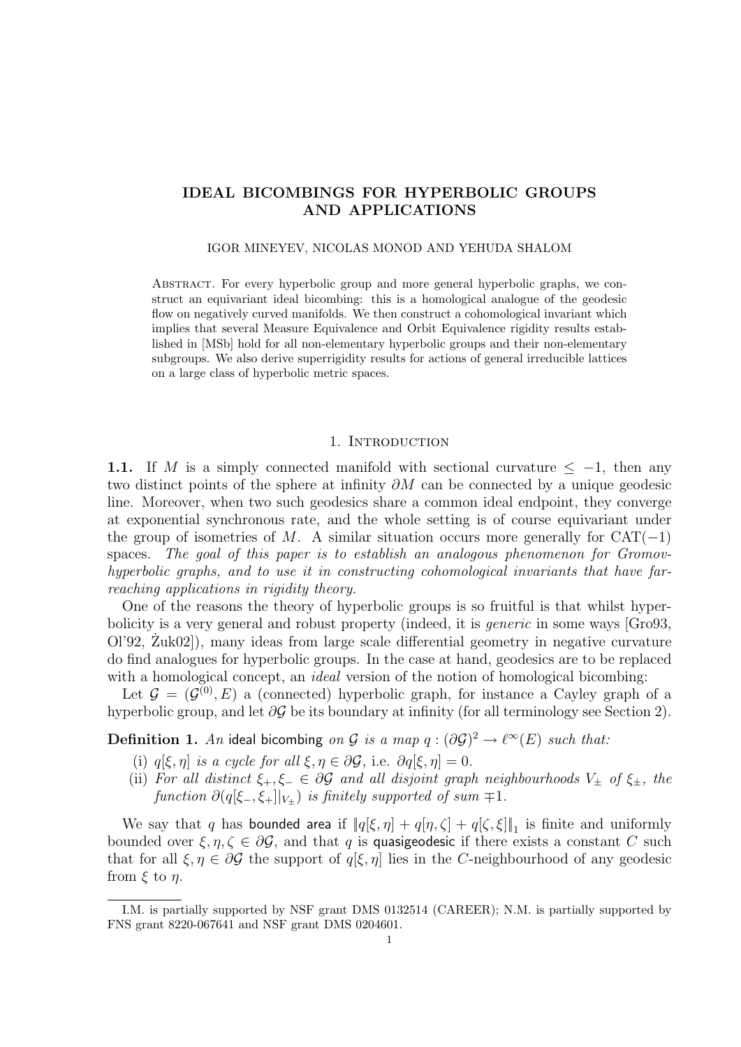# IDEAL BICOMBINGS FOR HYPERBOLIC GROUPS AND APPLICATIONS

IGOR MINEYEV, NICOLAS MONOD AND YEHUDA SHALOM

Abstract. For every hyperbolic group and more general hyperbolic graphs, we construct an equivariant ideal bicombing: this is a homological analogue of the geodesic flow on negatively curved manifolds. We then construct a cohomological invariant which implies that several Measure Equivalence and Orbit Equivalence rigidity results established in [MSb] hold for all non-elementary hyperbolic groups and their non-elementary subgroups. We also derive superrigidity results for actions of general irreducible lattices on a large class of hyperbolic metric spaces.

## 1. Introduction

**1.1.** If $M$ is a simply connected manifold with sectional curvature $\leq -1$, then any two distinct points of the sphere at infinity $\partial M$ can be connected by a unique geodesic line. Moreover, when two such geodesics share a common ideal endpoint, they converge at exponential synchronous rate, and the whole setting is of course equivariant under the group of isometries of $M$. A similar situation occurs more generally for CAT$(-1)$ spaces. *The goal of this paper is to establish an analogous phenomenon for Gromov-hyperbolic graphs, and to use it in constructing cohomological invariants that have far-reaching applications in rigidity theory.*

One of the reasons the theory of hyperbolic groups is so fruitful is that whilst hyperbolicity is a very general and robust property (indeed, it is *generic* in some ways [Gro93, Ol'92, Żuk02]), many ideas from large scale differential geometry in negative curvature do find analogues for hyperbolic groups. In the case at hand, geodesics are to be replaced with a homological concept, an *ideal* version of the notion of homological bicombing:

Let $\mathcal{G} = (\mathcal{G}^{(0)}, E)$ a (connected) hyperbolic graph, for instance a Cayley graph of a hyperbolic group, and let $\partial\mathcal{G}$ be its boundary at infinity (for all terminology see Section 2).

**Definition 1.** *An* ideal bicombing *on* $\mathcal{G}$ *is a map* $q : (\partial\mathcal{G})^2 \to \ell^\infty(E)$ *such that:*

(i) $q[\xi, \eta]$ *is a cycle for all* $\xi, \eta \in \partial\mathcal{G}$*, i.e.* $\partial q[\xi, \eta] = 0$.

(ii) *For all distinct* $\xi_+, \xi_- \in \partial\mathcal{G}$ *and all disjoint graph neighbourhoods* $V_\pm$ *of* $\xi_\pm$*, the function* $\partial(q[\xi_-, \xi_+]|_{V_\pm})$ *is finitely supported of sum* $\mp 1$.

We say that $q$ has bounded area if $\|q[\xi, \eta] + q[\eta, \zeta] + q[\zeta, \xi]\|_1$ is finite and uniformly bounded over $\xi, \eta, \zeta \in \partial\mathcal{G}$, and that $q$ is quasigeodesic if there exists a constant $C$ such that for all $\xi, \eta \in \partial\mathcal{G}$ the support of $q[\xi, \eta]$ lies in the $C$-neighbourhood of any geodesic from $\xi$ to $\eta$.

I.M. is partially supported by NSF grant DMS 0132514 (CAREER); N.M. is partially supported by FNS grant 8220-067641 and NSF grant DMS 0204601.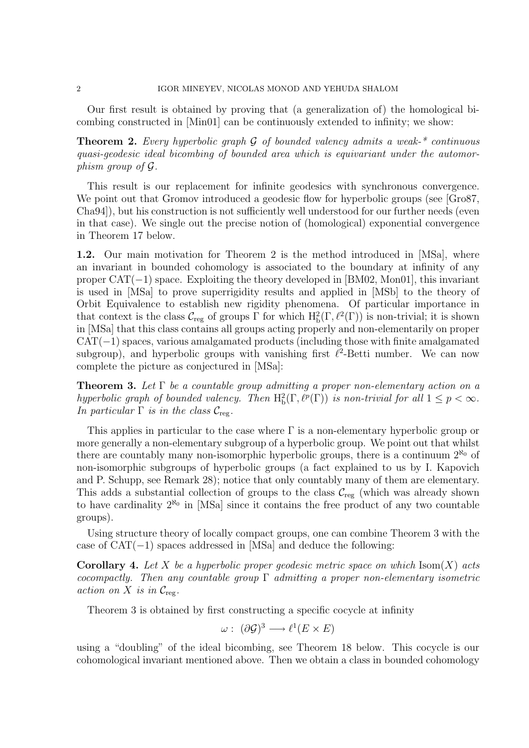Our first result is obtained by proving that (a generalization of) the homological bicombing constructed in [Min01] can be continuously extended to infinity; we show:

**Theorem 2.** *Every hyperbolic graph $\mathcal{G}$ of bounded valency admits a weak-\* continuous quasi-geodesic ideal bicombing of bounded area which is equivariant under the automorphism group of $\mathcal{G}$.*

This result is our replacement for infinite geodesics with synchronous convergence. We point out that Gromov introduced a geodesic flow for hyperbolic groups (see [Gro87, Cha94]), but his construction is not sufficiently well understood for our further needs (even in that case). We single out the precise notion of (homological) exponential convergence in Theorem 17 below.

**1.2.** Our main motivation for Theorem 2 is the method introduced in [MSa], where an invariant in bounded cohomology is associated to the boundary at infinity of any proper CAT$(-1)$ space. Exploiting the theory developed in [BM02, Mon01], this invariant is used in [MSa] to prove superrigidity results and applied in [MSb] to the theory of Orbit Equivalence to establish new rigidity phenomena. Of particular importance in that context is the class $\mathcal{C}_{\mathrm{reg}}$ of groups $\Gamma$ for which $\mathrm{H}^2_{\mathrm{b}}(\Gamma, \ell^2(\Gamma))$ is non-trivial; it is shown in [MSa] that this class contains all groups acting properly and non-elementarily on proper CAT$(-1)$ spaces, various amalgamated products (including those with finite amalgamated subgroup), and hyperbolic groups with vanishing first $\ell^2$-Betti number. We can now complete the picture as conjectured in [MSa]:

**Theorem 3.** *Let $\Gamma$ be a countable group admitting a proper non-elementary action on a hyperbolic graph of bounded valency. Then $\mathrm{H}^2_{\mathrm{b}}(\Gamma, \ell^p(\Gamma))$ is non-trivial for all $1 \leq p < \infty$. In particular $\Gamma$ is in the class $\mathcal{C}_{\mathrm{reg}}$.*

This applies in particular to the case where $\Gamma$ is a non-elementary hyperbolic group or more generally a non-elementary subgroup of a hyperbolic group. We point out that whilst there are countably many non-isomorphic hyperbolic groups, there is a continuum $2^{\aleph_0}$ of non-isomorphic subgroups of hyperbolic groups (a fact explained to us by I. Kapovich and P. Schupp, see Remark 28); notice that only countably many of them are elementary. This adds a substantial collection of groups to the class $\mathcal{C}_{\mathrm{reg}}$ (which was already shown to have cardinality $2^{\aleph_0}$ in [MSa] since it contains the free product of any two countable groups).

Using structure theory of locally compact groups, one can combine Theorem 3 with the case of CAT$(-1)$ spaces addressed in [MSa] and deduce the following:

**Corollary 4.** *Let $X$ be a hyperbolic proper geodesic metric space on which $\mathrm{Isom}(X)$ acts cocompactly. Then any countable group $\Gamma$ admitting a proper non-elementary isometric action on $X$ is in $\mathcal{C}_{\mathrm{reg}}$.*

Theorem 3 is obtained by first constructing a specific cocycle at infinity

$$\omega : \ (\partial\mathcal{G})^3 \longrightarrow \ell^1(E \times E)$$

using a "doubling" of the ideal bicombing, see Theorem 18 below. This cocycle is our cohomological invariant mentioned above. Then we obtain a class in bounded cohomology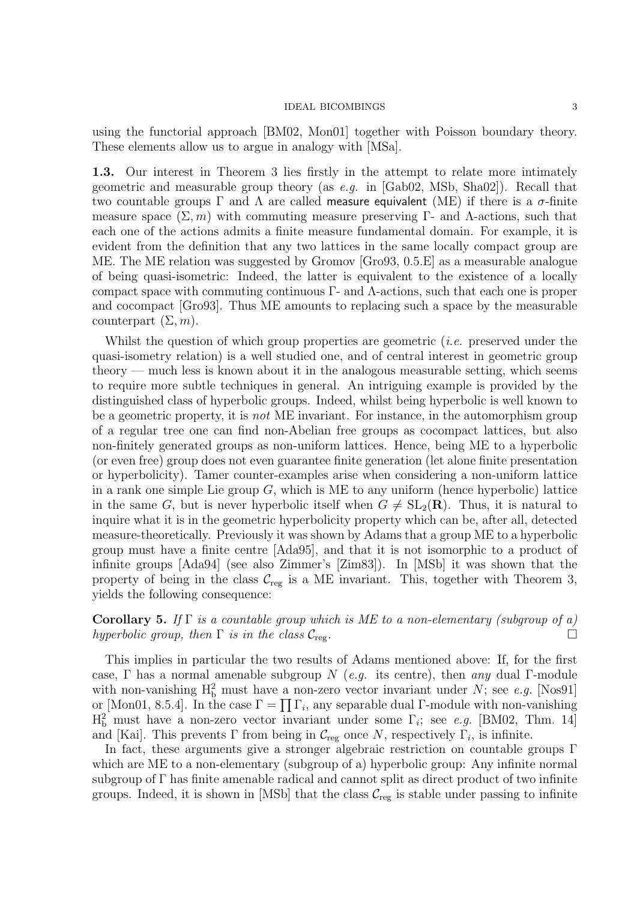using the functorial approach [BM02, Mon01] together with Poisson boundary theory. These elements allow us to argue in analogy with [MSa].

**1.3.** Our interest in Theorem 3 lies firstly in the attempt to relate more intimately geometric and measurable group theory (as *e.g.* in [Gab02, MSb, Sha02]). Recall that two countable groups $\Gamma$ and $\Lambda$ are called measure equivalent (ME) if there is a $\sigma$-finite measure space $(\Sigma, m)$ with commuting measure preserving $\Gamma$- and $\Lambda$-actions, such that each one of the actions admits a finite measure fundamental domain. For example, it is evident from the definition that any two lattices in the same locally compact group are ME. The ME relation was suggested by Gromov [Gro93, 0.5.E] as a measurable analogue of being quasi-isometric: Indeed, the latter is equivalent to the existence of a locally compact space with commuting continuous $\Gamma$- and $\Lambda$-actions, such that each one is proper and cocompact [Gro93]. Thus ME amounts to replacing such a space by the measurable counterpart $(\Sigma, m)$.

Whilst the question of which group properties are geometric (*i.e.* preserved under the quasi-isometry relation) is a well studied one, and of central interest in geometric group theory — much less is known about it in the analogous measurable setting, which seems to require more subtle techniques in general. An intriguing example is provided by the distinguished class of hyperbolic groups. Indeed, whilst being hyperbolic is well known to be a geometric property, it is *not* ME invariant. For instance, in the automorphism group of a regular tree one can find non-Abelian free groups as cocompact lattices, but also non-finitely generated groups as non-uniform lattices. Hence, being ME to a hyperbolic (or even free) group does not even guarantee finite generation (let alone finite presentation or hyperbolicity). Tamer counter-examples arise when considering a non-uniform lattice in a rank one simple Lie group $G$, which is ME to any uniform (hence hyperbolic) lattice in the same $G$, but is never hyperbolic itself when $G \neq \mathrm{SL}_2(\mathbf{R})$. Thus, it is natural to inquire what it is in the geometric hyperbolicity property which can be, after all, detected measure-theoretically. Previously it was shown by Adams that a group ME to a hyperbolic group must have a finite centre [Ada95], and that it is not isomorphic to a product of infinite groups [Ada94] (see also Zimmer's [Zim83]). In [MSb] it was shown that the property of being in the class $\mathcal{C}_{\mathrm{reg}}$ is a ME invariant. This, together with Theorem 3, yields the following consequence:

**Corollary 5.** *If $\Gamma$ is a countable group which is ME to a non-elementary (subgroup of a) hyperbolic group, then $\Gamma$ is in the class $\mathcal{C}_{\mathrm{reg}}$.* □

This implies in particular the two results of Adams mentioned above: If, for the first case, $\Gamma$ has a normal amenable subgroup $N$ (*e.g.* its centre), then *any* dual $\Gamma$-module with non-vanishing $\mathrm{H}^2_{\mathrm{b}}$ must have a non-zero vector invariant under $N$; see *e.g.* [Nos91] or [Mon01, 8.5.4]. In the case $\Gamma = \prod \Gamma_i$, any separable dual $\Gamma$-module with non-vanishing $\mathrm{H}^2_{\mathrm{b}}$ must have a non-zero vector invariant under some $\Gamma_i$; see *e.g.* [BM02, Thm. 14] and [Kai]. This prevents $\Gamma$ from being in $\mathcal{C}_{\mathrm{reg}}$ once $N$, respectively $\Gamma_i$, is infinite.

In fact, these arguments give a stronger algebraic restriction on countable groups $\Gamma$ which are ME to a non-elementary (subgroup of a) hyperbolic group: Any infinite normal subgroup of $\Gamma$ has finite amenable radical and cannot split as direct product of two infinite groups. Indeed, it is shown in [MSb] that the class $\mathcal{C}_{\mathrm{reg}}$ is stable under passing to infinite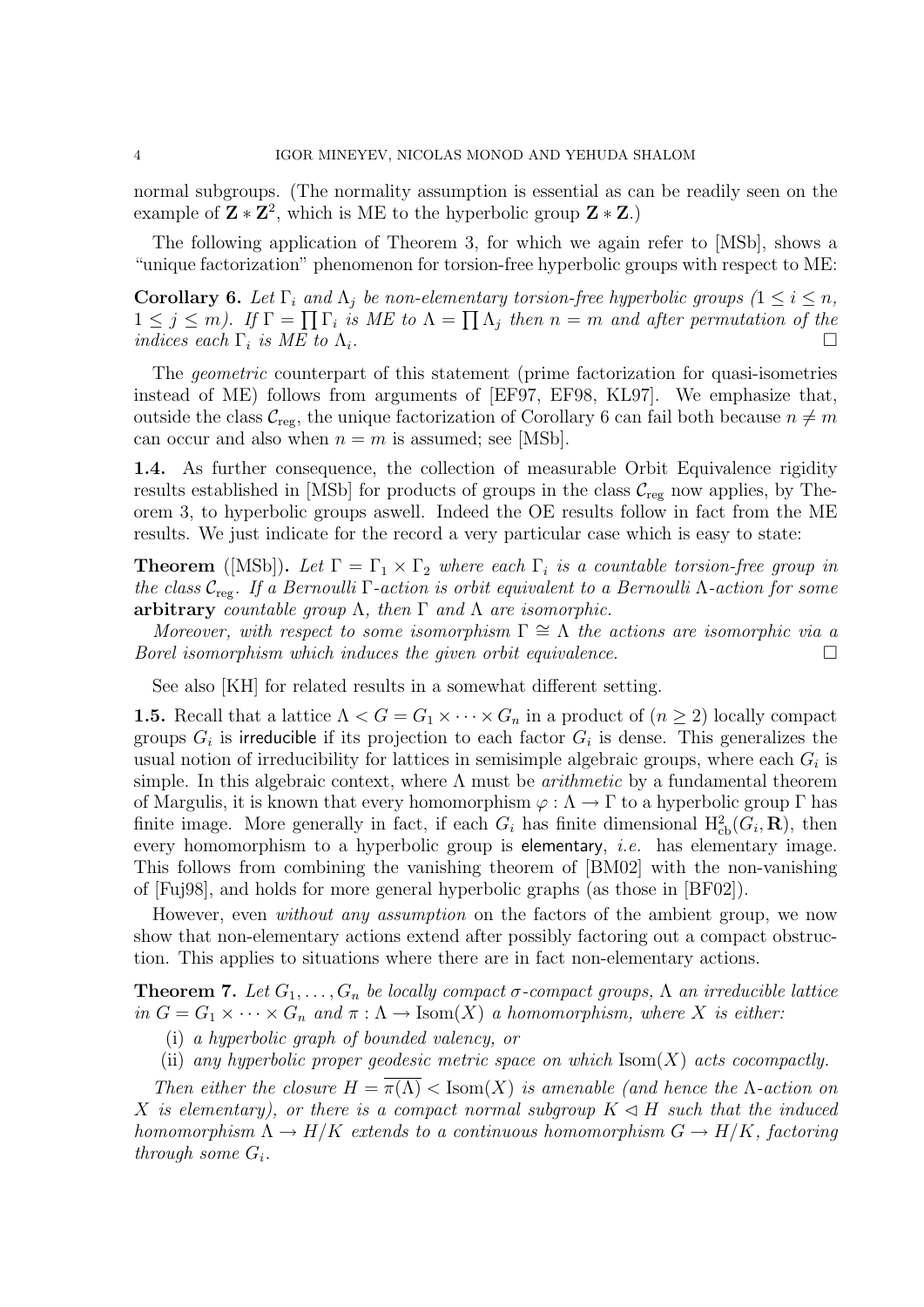normal subgroups. (The normality assumption is essential as can be readily seen on the example of $\mathbf{Z} * \mathbf{Z}^2$, which is ME to the hyperbolic group $\mathbf{Z} * \mathbf{Z}$.)

The following application of Theorem 3, for which we again refer to [MSb], shows a "unique factorization" phenomenon for torsion-free hyperbolic groups with respect to ME:

**Corollary 6.** *Let $\Gamma_i$ and $\Lambda_j$ be non-elementary torsion-free hyperbolic groups ($1 \leq i \leq n$, $1 \leq j \leq m$). If $\Gamma = \prod \Gamma_i$ is ME to $\Lambda = \prod \Lambda_j$ then $n = m$ and after permutation of the indices each $\Gamma_i$ is ME to $\Lambda_i$.* $\square$

The *geometric* counterpart of this statement (prime factorization for quasi-isometries instead of ME) follows from arguments of [EF97, EF98, KL97]. We emphasize that, outside the class $\mathcal{C}_{\mathrm{reg}}$, the unique factorization of Corollary 6 can fail both because $n \neq m$ can occur and also when $n = m$ is assumed; see [MSb].

**1.4.** As further consequence, the collection of measurable Orbit Equivalence rigidity results established in [MSb] for products of groups in the class $\mathcal{C}_{\mathrm{reg}}$ now applies, by Theorem 3, to hyperbolic groups aswell. Indeed the OE results follow in fact from the ME results. We just indicate for the record a very particular case which is easy to state:

**Theorem** ([MSb])**.** *Let $\Gamma = \Gamma_1 \times \Gamma_2$ where each $\Gamma_i$ is a countable torsion-free group in the class $\mathcal{C}_{\mathrm{reg}}$. If a Bernoulli $\Gamma$-action is orbit equivalent to a Bernoulli $\Lambda$-action for some* **arbitrary** *countable group $\Lambda$, then $\Gamma$ and $\Lambda$ are isomorphic.*

*Moreover, with respect to some isomorphism $\Gamma \cong \Lambda$ the actions are isomorphic via a Borel isomorphism which induces the given orbit equivalence.* $\square$

See also [KH] for related results in a somewhat different setting.

**1.5.** Recall that a lattice $\Lambda < G = G_1 \times \cdots \times G_n$ in a product of ($n \geq 2$) locally compact groups $G_i$ is irreducible if its projection to each factor $G_i$ is dense. This generalizes the usual notion of irreducibility for lattices in semisimple algebraic groups, where each $G_i$ is simple. In this algebraic context, where $\Lambda$ must be *arithmetic* by a fundamental theorem of Margulis, it is known that every homomorphism $\varphi : \Lambda \to \Gamma$ to a hyperbolic group $\Gamma$ has finite image. More generally in fact, if each $G_i$ has finite dimensional $\mathrm{H}^2_{\mathrm{cb}}(G_i, \mathbf{R})$, then every homomorphism to a hyperbolic group is elementary, *i.e.* has elementary image. This follows from combining the vanishing theorem of [BM02] with the non-vanishing of [Fuj98], and holds for more general hyperbolic graphs (as those in [BF02]).

However, even *without any assumption* on the factors of the ambient group, we now show that non-elementary actions extend after possibly factoring out a compact obstruction. This applies to situations where there are in fact non-elementary actions.

**Theorem 7.** *Let $G_1, \ldots, G_n$ be locally compact $\sigma$-compact groups, $\Lambda$ an irreducible lattice in $G = G_1 \times \cdots \times G_n$ and $\pi : \Lambda \to \mathrm{Isom}(X)$ a homomorphism, where $X$ is either:*

(i) *a hyperbolic graph of bounded valency, or*

(ii) *any hyperbolic proper geodesic metric space on which $\mathrm{Isom}(X)$ acts cocompactly.*

*Then either the closure $H = \overline{\pi(\Lambda)} < \mathrm{Isom}(X)$ is amenable (and hence the $\Lambda$-action on $X$ is elementary), or there is a compact normal subgroup $K \lhd H$ such that the induced homomorphism $\Lambda \to H/K$ extends to a continuous homomorphism $G \to H/K$, factoring through some $G_i$.*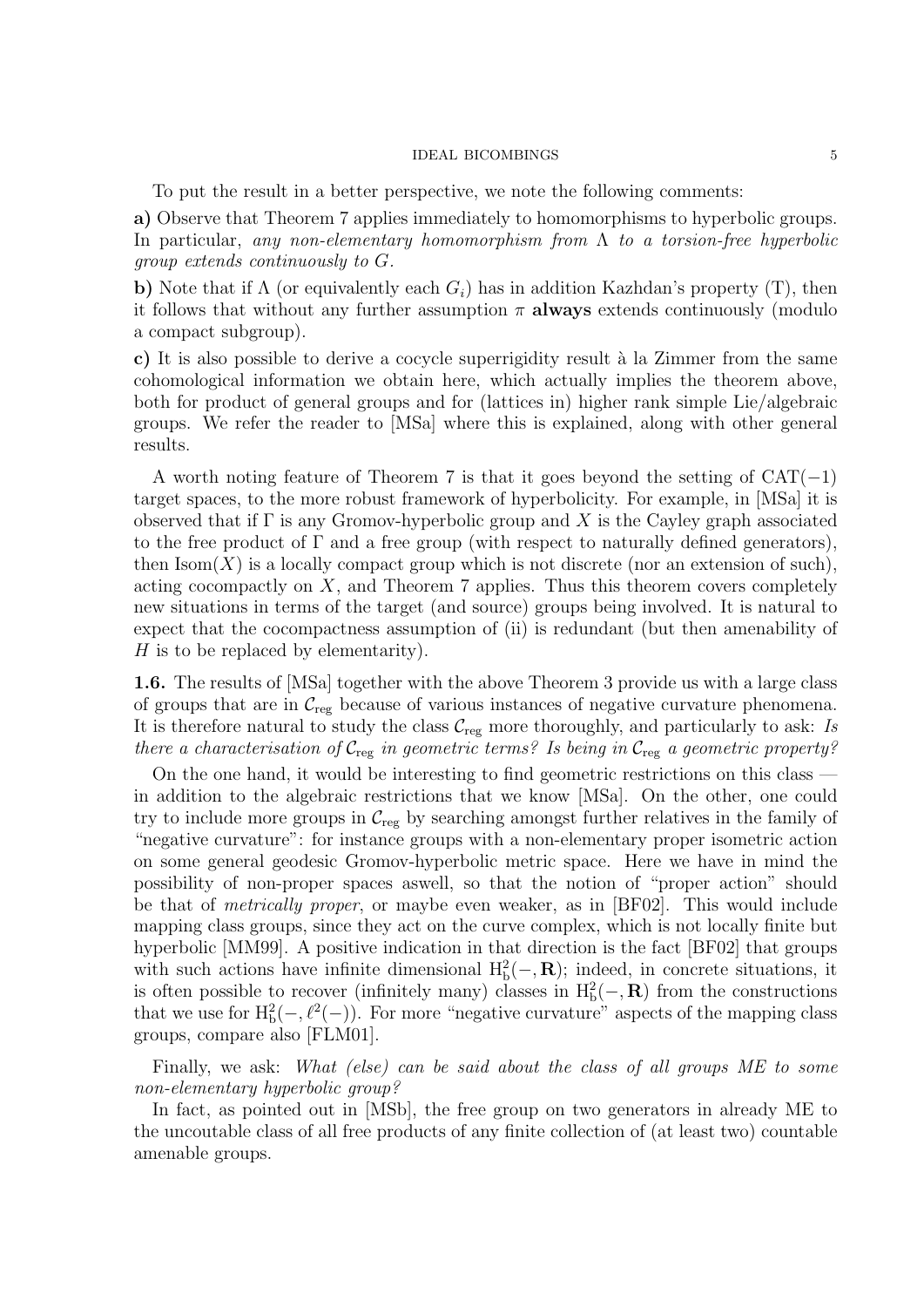To put the result in a better perspective, we note the following comments:

**a)** Observe that Theorem 7 applies immediately to homomorphisms to hyperbolic groups. In particular, *any non-elementary homomorphism from* $\Lambda$ *to a torsion-free hyperbolic group extends continuously to* $G$.

**b)** Note that if $\Lambda$ (or equivalently each $G_i$) has in addition Kazhdan's property (T), then it follows that without any further assumption $\pi$ **always** extends continuously (modulo a compact subgroup).

**c)** It is also possible to derive a cocycle superrigidity result à la Zimmer from the same cohomological information we obtain here, which actually implies the theorem above, both for product of general groups and for (lattices in) higher rank simple Lie/algebraic groups. We refer the reader to [MSa] where this is explained, along with other general results.

A worth noting feature of Theorem 7 is that it goes beyond the setting of CAT$(-1)$ target spaces, to the more robust framework of hyperbolicity. For example, in [MSa] it is observed that if $\Gamma$ is any Gromov-hyperbolic group and $X$ is the Cayley graph associated to the free product of $\Gamma$ and a free group (with respect to naturally defined generators), then $\mathrm{Isom}(X)$ is a locally compact group which is not discrete (nor an extension of such), acting cocompactly on $X$, and Theorem 7 applies. Thus this theorem covers completely new situations in terms of the target (and source) groups being involved. It is natural to expect that the cocompactness assumption of (ii) is redundant (but then amenability of $H$ is to be replaced by elementarity).

**1.6.** The results of [MSa] together with the above Theorem 3 provide us with a large class of groups that are in $\mathcal{C}_{\mathrm{reg}}$ because of various instances of negative curvature phenomena. It is therefore natural to study the class $\mathcal{C}_{\mathrm{reg}}$ more thoroughly, and particularly to ask: *Is there a characterisation of* $\mathcal{C}_{\mathrm{reg}}$ *in geometric terms? Is being in* $\mathcal{C}_{\mathrm{reg}}$ *a geometric property?*

On the one hand, it would be interesting to find geometric restrictions on this class — in addition to the algebraic restrictions that we know [MSa]. On the other, one could try to include more groups in $\mathcal{C}_{\mathrm{reg}}$ by searching amongst further relatives in the family of "negative curvature": for instance groups with a non-elementary proper isometric action on some general geodesic Gromov-hyperbolic metric space. Here we have in mind the possibility of non-proper spaces aswell, so that the notion of "proper action" should be that of *metrically proper*, or maybe even weaker, as in [BF02]. This would include mapping class groups, since they act on the curve complex, which is not locally finite but hyperbolic [MM99]. A positive indication in that direction is the fact [BF02] that groups with such actions have infinite dimensional $\mathrm{H}^2_{\mathrm{b}}(-, \mathbf{R})$; indeed, in concrete situations, it is often possible to recover (infinitely many) classes in $\mathrm{H}^2_{\mathrm{b}}(-, \mathbf{R})$ from the constructions that we use for $\mathrm{H}^2_{\mathrm{b}}(-, \ell^2(-))$. For more "negative curvature" aspects of the mapping class groups, compare also [FLM01].

Finally, we ask: *What (else) can be said about the class of all groups ME to some non-elementary hyperbolic group?*

In fact, as pointed out in [MSb], the free group on two generators in already ME to the uncoutable class of all free products of any finite collection of (at least two) countable amenable groups.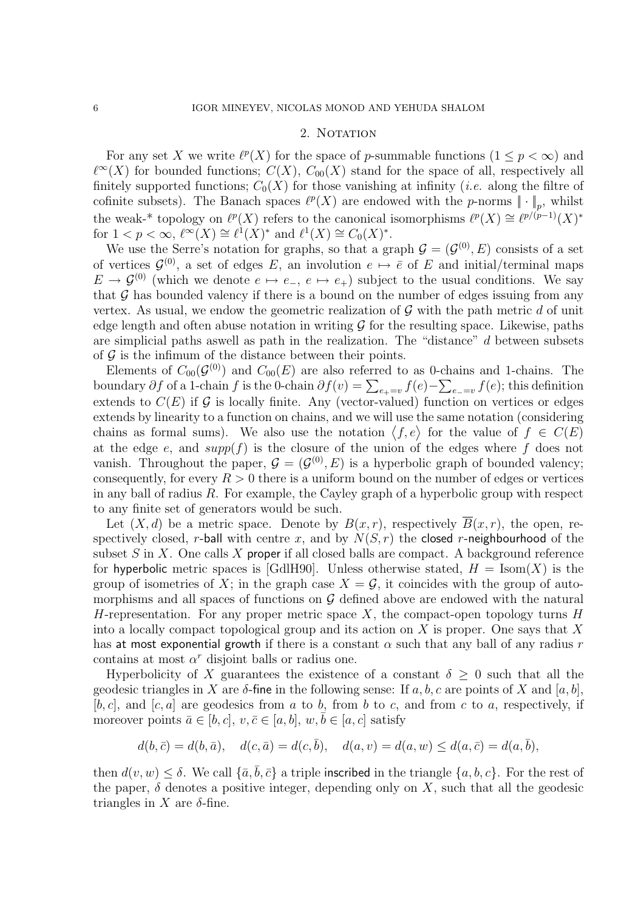## 2. Notation

For any set $X$ we write $\ell^p(X)$ for the space of $p$-summable functions ($1 \leq p < \infty$) and $\ell^\infty(X)$ for bounded functions; $C(X)$, $C_{00}(X)$ stand for the space of all, respectively all finitely supported functions; $C_0(X)$ for those vanishing at infinity (*i.e.* along the filtre of cofinite subsets). The Banach spaces $\ell^p(X)$ are endowed with the $p$-norms $\|\cdot\|_p$, whilst the weak-* topology on $\ell^p(X)$ refers to the canonical isomorphisms $\ell^p(X) \cong \ell^{p/(p-1)}(X)^*$ for $1 < p < \infty$, $\ell^\infty(X) \cong \ell^1(X)^*$ and $\ell^1(X) \cong C_0(X)^*$.

We use the Serre's notation for graphs, so that a graph $\mathcal{G} = (\mathcal{G}^{(0)}, E)$ consists of a set of vertices $\mathcal{G}^{(0)}$, a set of edges $E$, an involution $e \mapsto \bar{e}$ of $E$ and initial/terminal maps $E \to \mathcal{G}^{(0)}$ (which we denote $e \mapsto e_-$, $e \mapsto e_+$) subject to the usual conditions. We say that $\mathcal{G}$ has bounded valency if there is a bound on the number of edges issuing from any vertex. As usual, we endow the geometric realization of $\mathcal{G}$ with the path metric $d$ of unit edge length and often abuse notation in writing $\mathcal{G}$ for the resulting space. Likewise, paths are simplicial paths aswell as path in the realization. The "distance" $d$ between subsets of $\mathcal{G}$ is the infimum of the distance between their points.

Elements of $C_{00}(\mathcal{G}^{(0)})$ and $C_{00}(E)$ are also referred to as 0-chains and 1-chains. The boundary $\partial f$ of a 1-chain $f$ is the 0-chain $\partial f(v) = \sum_{e_+=v} f(e) - \sum_{e_-=v} f(e)$; this definition extends to $C(E)$ if $\mathcal{G}$ is locally finite. Any (vector-valued) function on vertices or edges extends by linearity to a function on chains, and we will use the same notation (considering chains as formal sums). We also use the notation $\langle f, e \rangle$ for the value of $f \in C(E)$ at the edge $e$, and $supp(f)$ is the closure of the union of the edges where $f$ does not vanish. Throughout the paper, $\mathcal{G} = (\mathcal{G}^{(0)}, E)$ is a hyperbolic graph of bounded valency; consequently, for every $R > 0$ there is a uniform bound on the number of edges or vertices in any ball of radius $R$. For example, the Cayley graph of a hyperbolic group with respect to any finite set of generators would be such.

Let $(X, d)$ be a metric space. Denote by $B(x, r)$, respectively $\overline{B}(x, r)$, the open, respectively closed, $r$-ball with centre $x$, and by $N(S, r)$ the closed $r$-neighbourhood of the subset $S$ in $X$. One calls $X$ proper if all closed balls are compact. A background reference for hyperbolic metric spaces is [GdlH90]. Unless otherwise stated, $H = \mathrm{Isom}(X)$ is the group of isometries of $X$; in the graph case $X = \mathcal{G}$, it coincides with the group of automorphisms and all spaces of functions on $\mathcal{G}$ defined above are endowed with the natural $H$-representation. For any proper metric space $X$, the compact-open topology turns $H$ into a locally compact topological group and its action on $X$ is proper. One says that $X$ has at most exponential growth if there is a constant $\alpha$ such that any ball of any radius $r$ contains at most $\alpha^r$ disjoint balls or radius one.

Hyperbolicity of $X$ guarantees the existence of a constant $\delta \geq 0$ such that all the geodesic triangles in $X$ are $\delta$-fine in the following sense: If $a, b, c$ are points of $X$ and $[a, b]$, $[b, c]$, and $[c, a]$ are geodesics from $a$ to $b$, from $b$ to $c$, and from $c$ to $a$, respectively, if moreover points $\bar{a} \in [b, c]$, $v, \bar{c} \in [a, b]$, $w, \bar{b} \in [a, c]$ satisfy

$$d(b, \bar{c}) = d(b, \bar{a}), \quad d(c, \bar{a}) = d(c, \bar{b}), \quad d(a, v) = d(a, w) \leq d(a, \bar{c}) = d(a, \bar{b}),$$

then $d(v, w) \leq \delta$. We call $\{\bar{a}, \bar{b}, \bar{c}\}$ a triple inscribed in the triangle $\{a, b, c\}$. For the rest of the paper, $\delta$ denotes a positive integer, depending only on $X$, such that all the geodesic triangles in $X$ are $\delta$-fine.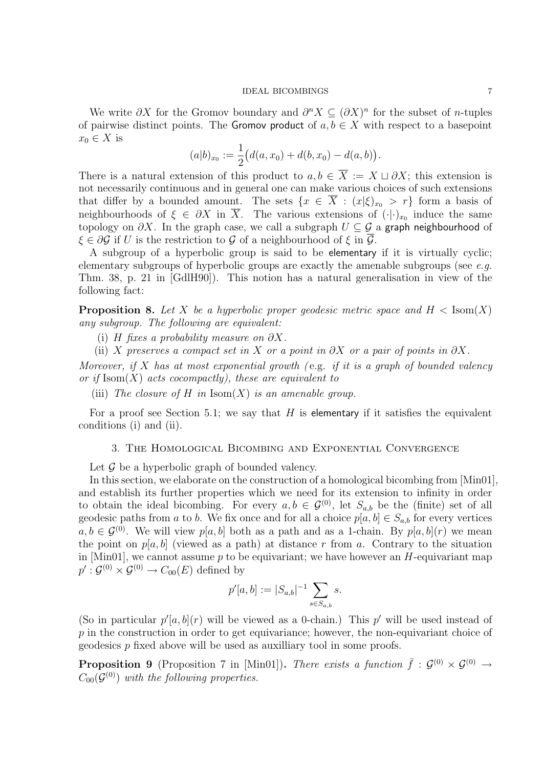We write $\partial X$ for the Gromov boundary and $\partial^n X \subseteq (\partial X)^n$ for the subset of $n$-tuples of pairwise distinct points. The **Gromov product** of $a, b \in X$ with respect to a basepoint $x_0 \in X$ is

$$(a|b)_{x_0} := \frac{1}{2}\big(d(a, x_0) + d(b, x_0) - d(a, b)\big).$$

There is a natural extension of this product to $a, b \in \overline{X} := X \sqcup \partial X$; this extension is not necessarily continuous and in general one can make various choices of such extensions that differ by a bounded amount. The sets $\{x \in \overline{X} : (x|\xi)_{x_0} > r\}$ form a basis of neighbourhoods of $\xi \in \partial X$ in $\overline{X}$. The various extensions of $(\cdot|\cdot)_{x_0}$ induce the same topology on $\partial X$. In the graph case, we call a subgraph $U \subseteq \mathcal{G}$ a **graph neighbourhood** of $\xi \in \partial \mathcal{G}$ if $U$ is the restriction to $\mathcal{G}$ of a neighbourhood of $\xi$ in $\overline{\mathcal{G}}$.

A subgroup of a hyperbolic group is said to be **elementary** if it is virtually cyclic; elementary subgroups of hyperbolic groups are exactly the amenable subgroups (see *e.g.* Thm. 38, p. 21 in [GdlH90]). This notion has a natural generalisation in view of the following fact:

**Proposition 8.** *Let $X$ be a hyperbolic proper geodesic metric space and $H < \mathrm{Isom}(X)$ any subgroup. The following are equivalent:*

(i) *$H$ fixes a probability measure on $\partial X$.*

(ii) *$X$ preserves a compact set in $X$ or a point in $\partial X$ or a pair of points in $\partial X$.*

*Moreover, if $X$ has at most exponential growth (*e.g.* if it is a graph of bounded valency or if $\mathrm{Isom}(X)$ acts cocompactly), these are equivalent to*

(iii) *The closure of $H$ in $\mathrm{Isom}(X)$ is an amenable group.*

For a proof see Section 5.1; we say that $H$ is **elementary** if it satisfies the equivalent conditions (i) and (ii).

## 3. The Homological Bicombing and Exponential Convergence

Let $\mathcal{G}$ be a hyperbolic graph of bounded valency.

In this section, we elaborate on the construction of a homological bicombing from [Min01], and establish its further properties which we need for its extension to infinity in order to obtain the ideal bicombing. For every $a, b \in \mathcal{G}^{(0)}$, let $S_{a,b}$ be the (finite) set of all geodesic paths from $a$ to $b$. We fix once and for all a choice $p[a, b] \in S_{a,b}$ for every vertices $a, b \in \mathcal{G}^{(0)}$. We will view $p[a, b]$ both as a path and as a 1-chain. By $p[a, b](r)$ we mean the point on $p[a, b]$ (viewed as a path) at distance $r$ from $a$. Contrary to the situation in [Min01], we cannot assume $p$ to be equivariant; we have however an $H$-equivariant map $p' : \mathcal{G}^{(0)} \times \mathcal{G}^{(0)} \to C_{00}(E)$ defined by

$$p'[a, b] := |S_{a,b}|^{-1} \sum_{s \in S_{a,b}} s.$$

(So in particular $p'[a, b](r)$ will be viewed as a 0-chain.) This $p'$ will be used instead of $p$ in the construction in order to get equivariance; however, the non-equivariant choice of geodesics $p$ fixed above will be used as auxilliary tool in some proofs.

**Proposition 9** (Proposition 7 in [Min01])**.** *There exists a function $\bar{f} : \mathcal{G}^{(0)} \times \mathcal{G}^{(0)} \to C_{00}(\mathcal{G}^{(0)})$ with the following properties.*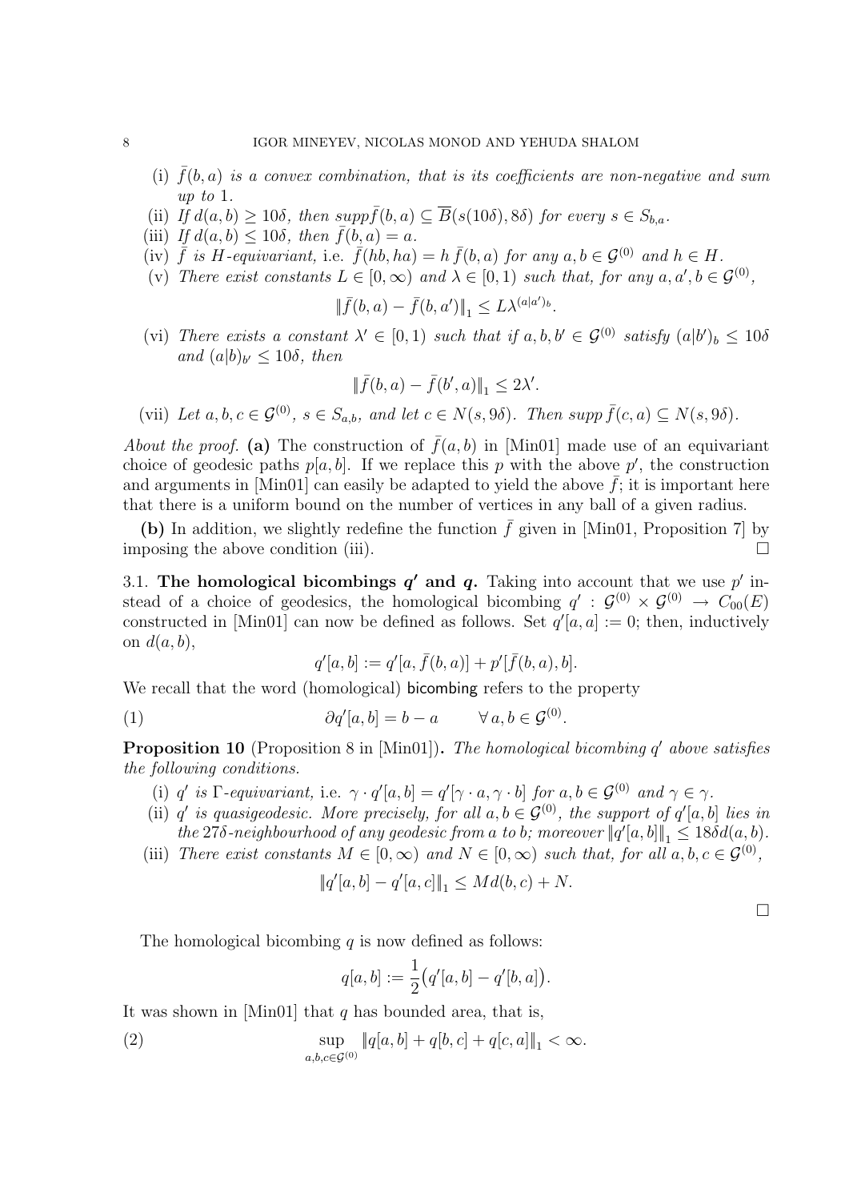(i) $\bar{f}(b,a)$ *is a convex combination, that is its coefficients are non-negative and sum up to* 1.

(ii) *If* $d(a,b) \geq 10\delta$*, then* $\mathrm{supp}\bar{f}(b,a) \subseteq \overline{B}(s(10\delta), 8\delta)$ *for every* $s \in S_{b,a}$.

(iii) *If* $d(a,b) \leq 10\delta$*, then* $\bar{f}(b,a) = a$.

(iv) $\bar{f}$ *is* $H$*-equivariant,* i.e. $\bar{f}(hb, ha) = h\,\bar{f}(b,a)$ *for any* $a, b \in \mathcal{G}^{(0)}$ *and* $h \in H$.

(v) *There exist constants* $L \in [0,\infty)$ *and* $\lambda \in [0,1)$ *such that, for any* $a, a', b \in \mathcal{G}^{(0)}$,

$$\|\bar{f}(b,a) - \bar{f}(b,a')\|_1 \leq L\lambda^{(a|a')_b}.$$

(vi) *There exists a constant* $\lambda' \in [0,1)$ *such that if* $a, b, b' \in \mathcal{G}^{(0)}$ *satisfy* $(a|b')_b \leq 10\delta$ *and* $(a|b)_{b'} \leq 10\delta$*, then*

$$\|\bar{f}(b,a) - \bar{f}(b',a)\|_1 \leq 2\lambda'.$$

(vii) *Let* $a, b, c \in \mathcal{G}^{(0)}$, $s \in S_{a,b}$*, and let* $c \in N(s, 9\delta)$*. Then* $\mathrm{supp}\,\bar{f}(c,a) \subseteq N(s, 9\delta)$.

*About the proof.* **(a)** The construction of $\bar{f}(a,b)$ in [Min01] made use of an equivariant choice of geodesic paths $p[a,b]$. If we replace this $p$ with the above $p'$, the construction and arguments in [Min01] can easily be adapted to yield the above $\bar{f}$; it is important here that there is a uniform bound on the number of vertices in any ball of a given radius.

**(b)** In addition, we slightly redefine the function $\bar{f}$ given in [Min01, Proposition 7] by imposing the above condition (iii). □

### 3.1. The homological bicombings $q'$ and $q$.

Taking into account that we use $p'$ instead of a choice of geodesics, the homological bicombing $q' : \mathcal{G}^{(0)} \times \mathcal{G}^{(0)} \to C_{00}(E)$ constructed in [Min01] can now be defined as follows. Set $q'[a,a] := 0$; then, inductively on $d(a,b)$,

$$q'[a,b] := q'[a, \bar{f}(b,a)] + p'[\bar{f}(b,a), b].$$

We recall that the word (homological) bicombing refers to the property

$$\partial q'[a,b] = b - a \qquad \forall\, a, b \in \mathcal{G}^{(0)}. \tag{1}$$

**Proposition 10** (Proposition 8 in [Min01])**.** *The homological bicombing* $q'$ *above satisfies the following conditions.*

(i) $q'$ *is* $\Gamma$*-equivariant,* i.e. $\gamma \cdot q'[a,b] = q'[\gamma \cdot a, \gamma \cdot b]$ *for* $a, b \in \mathcal{G}^{(0)}$ *and* $\gamma \in \gamma$.

(ii) $q'$ *is quasigeodesic. More precisely, for all* $a, b \in \mathcal{G}^{(0)}$*, the support of* $q'[a,b]$ *lies in the* $27\delta$*-neighbourhood of any geodesic from* $a$ *to* $b$*; moreover* $\|q'[a,b]\|_1 \leq 18\delta d(a,b)$.

(iii) *There exist constants* $M \in [0,\infty)$ *and* $N \in [0,\infty)$ *such that, for all* $a, b, c \in \mathcal{G}^{(0)}$,

$$\|q'[a,b] - q'[a,c]\|_1 \leq M d(b,c) + N.$$

□

The homological bicombing $q$ is now defined as follows:

$$q[a,b] := \frac{1}{2}\big(q'[a,b] - q'[b,a]\big).$$

It was shown in [Min01] that $q$ has bounded area, that is,

$$\sup_{a,b,c \in \mathcal{G}^{(0)}} \|q[a,b] + q[b,c] + q[c,a]\|_1 < \infty. \tag{2}$$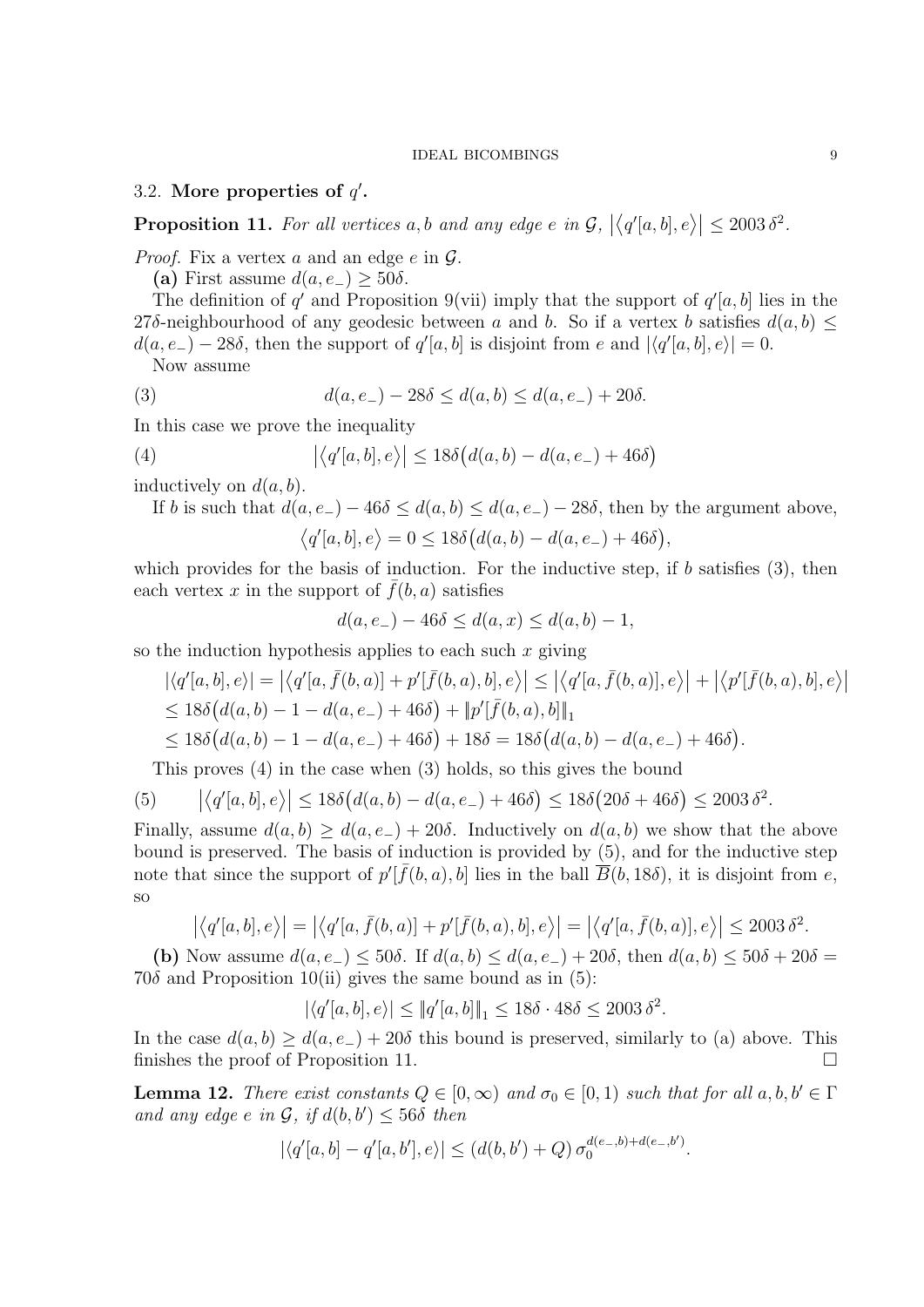### 3.2. More properties of $q'$.

**Proposition 11.** *For all vertices $a, b$ and any edge $e$ in $\mathcal{G}$, $\left|\left\langle q'[a,b], e\right\rangle\right| \leq 2003\,\delta^2$.*

*Proof.* Fix a vertex $a$ and an edge $e$ in $\mathcal{G}$.

**(a)** First assume $d(a, e_-) \geq 50\delta$.

The definition of $q'$ and Proposition 9(vii) imply that the support of $q'[a,b]$ lies in the $27\delta$-neighbourhood of any geodesic between $a$ and $b$. So if a vertex $b$ satisfies $d(a,b) \leq d(a,e_-) - 28\delta$, then the support of $q'[a,b]$ is disjoint from $e$ and $|\langle q'[a,b], e\rangle| = 0$.

Now assume

$$d(a, e_-) - 28\delta \leq d(a,b) \leq d(a,e_-) + 20\delta. \tag{3}$$

In this case we prove the inequality

$$\left|\left\langle q'[a,b], e\right\rangle\right| \leq 18\delta\big(d(a,b) - d(a,e_-) + 46\delta\big) \tag{4}$$

inductively on $d(a,b)$.

If $b$ is such that $d(a,e_-) - 46\delta \leq d(a,b) \leq d(a,e_-) - 28\delta$, then by the argument above,

$$\left\langle q'[a,b], e\right\rangle = 0 \leq 18\delta\big(d(a,b) - d(a,e_-) + 46\delta\big),$$

which provides for the basis of induction. For the inductive step, if $b$ satisfies (3), then each vertex $x$ in the support of $\bar{f}(b,a)$ satisfies

$$d(a,e_-) - 46\delta \leq d(a,x) \leq d(a,b) - 1,$$

so the induction hypothesis applies to each such $x$ giving

$$\begin{aligned}
&|\langle q'[a,b], e\rangle| = \left|\left\langle q'[a,\bar{f}(b,a)] + p'[\bar{f}(b,a),b], e\right\rangle\right| \leq \left|\left\langle q'[a,\bar{f}(b,a)], e\right\rangle\right| + \left|\left\langle p'[\bar{f}(b,a),b], e\right\rangle\right| \\
&\leq 18\delta\big(d(a,b) - 1 - d(a,e_-) + 46\delta\big) + \|p'[\bar{f}(b,a),b]\|_1 \\
&\leq 18\delta\big(d(a,b) - 1 - d(a,e_-) + 46\delta\big) + 18\delta = 18\delta\big(d(a,b) - d(a,e_-) + 46\delta\big).
\end{aligned}$$

This proves (4) in the case when (3) holds, so this gives the bound

$$\left|\left\langle q'[a,b], e\right\rangle\right| \leq 18\delta\big(d(a,b) - d(a,e_-) + 46\delta\big) \leq 18\delta\big(20\delta + 46\delta\big) \leq 2003\,\delta^2. \tag{5}$$

Finally, assume $d(a,b) \geq d(a,e_-) + 20\delta$. Inductively on $d(a,b)$ we show that the above bound is preserved. The basis of induction is provided by (5), and for the inductive step note that since the support of $p'[\bar{f}(b,a),b]$ lies in the ball $\overline{B}(b, 18\delta)$, it is disjoint from $e$, so

$$\left|\left\langle q'[a,b], e\right\rangle\right| = \left|\left\langle q'[a,\bar{f}(b,a)] + p'[\bar{f}(b,a),b], e\right\rangle\right| = \left|\left\langle q'[a,\bar{f}(b,a)], e\right\rangle\right| \leq 2003\,\delta^2.$$

**(b)** Now assume $d(a,e_-) \leq 50\delta$. If $d(a,b) \leq d(a,e_-) + 20\delta$, then $d(a,b) \leq 50\delta + 20\delta = 70\delta$ and Proposition 10(ii) gives the same bound as in (5):

$$|\langle q'[a,b], e\rangle| \leq \|q'[a,b]\|_1 \leq 18\delta \cdot 48\delta \leq 2003\,\delta^2.$$

In the case $d(a,b) \geq d(a,e_-) + 20\delta$ this bound is preserved, similarly to (a) above. This finishes the proof of Proposition 11. $\square$

**Lemma 12.** *There exist constants $Q \in [0,\infty)$ and $\sigma_0 \in [0,1)$ such that for all $a, b, b' \in \Gamma$ and any edge $e$ in $\mathcal{G}$, if $d(b,b') \leq 56\delta$ then*

$$|\langle q'[a,b] - q'[a,b'], e\rangle| \leq (d(b,b') + Q)\,\sigma_0^{d(e_-,b) + d(e_-,b')}.$$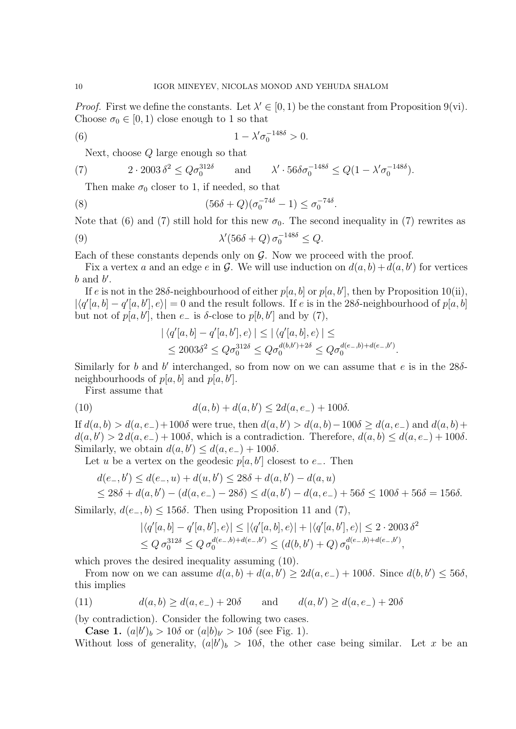*Proof.* First we define the constants. Let $\lambda' \in [0,1)$ be the constant from Proposition 9(vi). Choose $\sigma_0 \in [0,1)$ close enough to 1 so that

$$1 - \lambda' \sigma_0^{-148\delta} > 0. \tag{6}$$

Next, choose $Q$ large enough so that

$$2 \cdot 2003\,\delta^2 \le Q\sigma_0^{312\delta} \qquad \text{and} \qquad \lambda' \cdot 56\delta\sigma_0^{-148\delta} \le Q(1 - \lambda'\sigma_0^{-148\delta}). \tag{7}$$

Then make $\sigma_0$ closer to 1, if needed, so that

$$(56\delta + Q)(\sigma_0^{-74\delta} - 1) \le \sigma_0^{-74\delta}. \tag{8}$$

Note that (6) and (7) still hold for this new $\sigma_0$. The second inequality in (7) rewrites as

$$\lambda'(56\delta + Q)\,\sigma_0^{-148\delta} \le Q. \tag{9}$$

Each of these constants depends only on $\mathcal{G}$. Now we proceed with the proof.

Fix a vertex $a$ and an edge $e$ in $\mathcal{G}$. We will use induction on $d(a,b) + d(a,b')$ for vertices $b$ and $b'$.

If $e$ is not in the $28\delta$-neighbourhood of either $p[a,b]$ or $p[a,b']$, then by Proposition 10(ii), $|\langle q'[a,b] - q'[a,b'], e\rangle| = 0$ and the result follows. If $e$ is in the $28\delta$-neighbourhood of $p[a,b]$ but not of $p[a,b']$, then $e_-$ is $\delta$-close to $p[b,b']$ and by (7),

$$\begin{aligned} |\,\langle q'[a,b] - q'[a,b'], e\rangle\,| &\le |\,\langle q'[a,b], e\rangle\,| \le \\ &\le 2003\delta^2 \le Q\sigma_0^{312\delta} \le Q\sigma_0^{d(b,b')+2\delta} \le Q\sigma_0^{d(e_-,b)+d(e_-,b')}. \end{aligned}$$

Similarly for $b$ and $b'$ interchanged, so from now on we can assume that $e$ is in the $28\delta$-neighbourhoods of $p[a,b]$ and $p[a,b']$.

First assume that

$$d(a,b) + d(a,b') \le 2d(a,e_-) + 100\delta. \tag{10}$$

If $d(a,b) > d(a,e_-) + 100\delta$ were true, then $d(a,b') > d(a,b) - 100\delta \ge d(a,e_-)$ and $d(a,b) + d(a,b') > 2\,d(a,e_-) + 100\delta$, which is a contradiction. Therefore, $d(a,b) \le d(a,e_-) + 100\delta$. Similarly, we obtain $d(a,b') \le d(a,e_-) + 100\delta$.

Let $u$ be a vertex on the geodesic $p[a,b']$ closest to $e_-$. Then

$$\begin{aligned} d(e_-,b') &\le d(e_-,u) + d(u,b') \le 28\delta + d(a,b') - d(a,u) \\ &\le 28\delta + d(a,b') - (d(a,e_-) - 28\delta) \le d(a,b') - d(a,e_-) + 56\delta \le 100\delta + 56\delta = 156\delta. \end{aligned}$$

Similarly, $d(e_-,b) \le 156\delta$. Then using Proposition 11 and (7),

$$\begin{aligned} |\langle q'[a,b] - q'[a,b'], e\rangle| &\le |\langle q'[a,b], e\rangle| + |\langle q'[a,b'], e\rangle| \le 2 \cdot 2003\,\delta^2 \\ &\le Q\,\sigma_0^{312\delta} \le Q\,\sigma_0^{d(e_-,b)+d(e_-,b')} \le (d(b,b') + Q)\,\sigma_0^{d(e_-,b)+d(e_-,b')}, \end{aligned}$$

which proves the desired inequality assuming (10).

From now on we can assume $d(a,b) + d(a,b') \ge 2d(a,e_-) + 100\delta$. Since $d(b,b') \le 56\delta$, this implies

$$d(a,b) \ge d(a,e_-) + 20\delta \qquad \text{and} \qquad d(a,b') \ge d(a,e_-) + 20\delta \tag{11}$$

(by contradiction). Consider the following two cases.

**Case 1.** $(a|b')_b > 10\delta$ or $(a|b)_{b'} > 10\delta$ (see Fig. 1).
Without loss of generality, $(a|b')_b > 10\delta$, the other case being similar. Let $x$ be an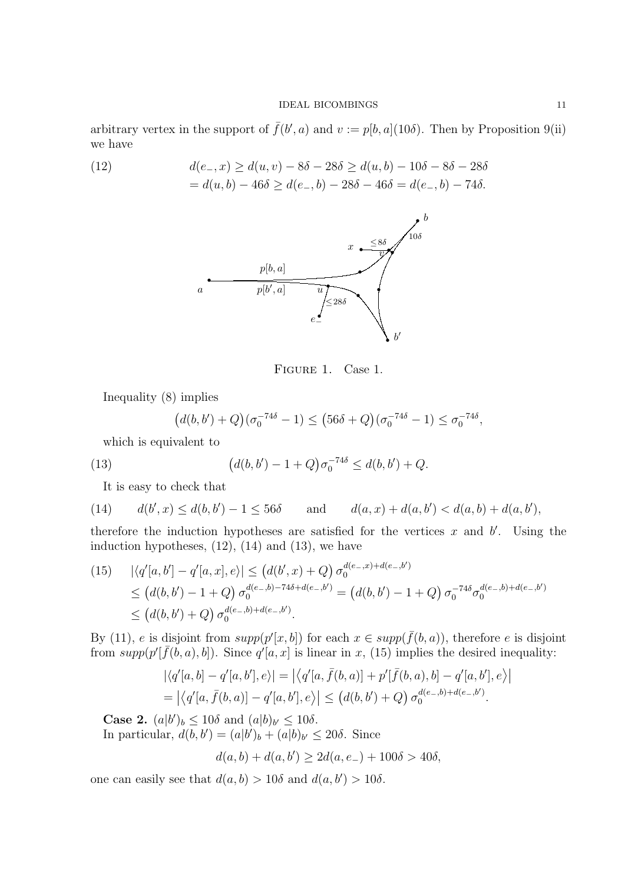arbitrary vertex in the support of $\bar{f}(b', a)$ and $v := p[b, a](10\delta)$. Then by Proposition 9(ii) we have

$$
\begin{aligned}
(12) \qquad d(e_-, x) &\geq d(u, v) - 8\delta - 28\delta \geq d(u, b) - 10\delta - 8\delta - 28\delta \\
&= d(u, b) - 46\delta \geq d(e_-, b) - 28\delta - 46\delta = d(e_-, b) - 74\delta.
\end{aligned}
$$

Figure 1. Case 1.

Inequality (8) implies

$$\big(d(b, b') + Q\big)(\sigma_0^{-74\delta} - 1) \leq \big(56\delta + Q\big)(\sigma_0^{-74\delta} - 1) \leq \sigma_0^{-74\delta},$$

which is equivalent to

$$(13) \qquad \big(d(b, b') - 1 + Q\big)\sigma_0^{-74\delta} \leq d(b, b') + Q.$$

It is easy to check that

$$(14) \qquad d(b', x) \leq d(b, b') - 1 \leq 56\delta \qquad \text{and} \qquad d(a, x) + d(a, b') < d(a, b) + d(a, b'),$$

therefore the induction hypotheses are satisfied for the vertices $x$ and $b'$. Using the induction hypotheses, (12), (14) and (13), we have

$$
\begin{aligned}
(15) \qquad |\langle q'[a, b'] - q'[a, x], e\rangle| &\leq \big(d(b', x) + Q\big)\, \sigma_0^{d(e_-, x) + d(e_-, b')} \\
&\leq \big(d(b, b') - 1 + Q\big)\, \sigma_0^{d(e_-, b) - 74\delta + d(e_-, b')} = \big(d(b, b') - 1 + Q\big)\, \sigma_0^{-74\delta} \sigma_0^{d(e_-, b) + d(e_-, b')} \\
&\leq \big(d(b, b') + Q\big)\, \sigma_0^{d(e_-, b) + d(e_-, b')}.
\end{aligned}
$$

By (11), $e$ is disjoint from $supp(p'[x, b])$ for each $x \in supp(\bar{f}(b, a))$, therefore $e$ is disjoint from $supp(p'[\bar{f}(b, a), b])$. Since $q'[a, x]$ is linear in $x$, (15) implies the desired inequality:

$$
\begin{aligned}
|\langle q'[a, b] - q'[a, b'], e\rangle| &= \big|\big\langle q'[a, \bar{f}(b, a)] + p'[\bar{f}(b, a), b] - q'[a, b'], e\big\rangle\big| \\
&= \big|\big\langle q'[a, \bar{f}(b, a)] - q'[a, b'], e\big\rangle\big| \leq \big(d(b, b') + Q\big)\, \sigma_0^{d(e_-, b) + d(e_-, b')}.
\end{aligned}
$$

**Case 2.** $(a|b')_b \leq 10\delta$ and $(a|b)_{b'} \leq 10\delta$.

In particular, $d(b, b') = (a|b')_b + (a|b)_{b'} \leq 20\delta$. Since

$$d(a, b) + d(a, b') \geq 2d(a, e_-) + 100\delta > 40\delta,$$

one can easily see that $d(a, b) > 10\delta$ and $d(a, b') > 10\delta$.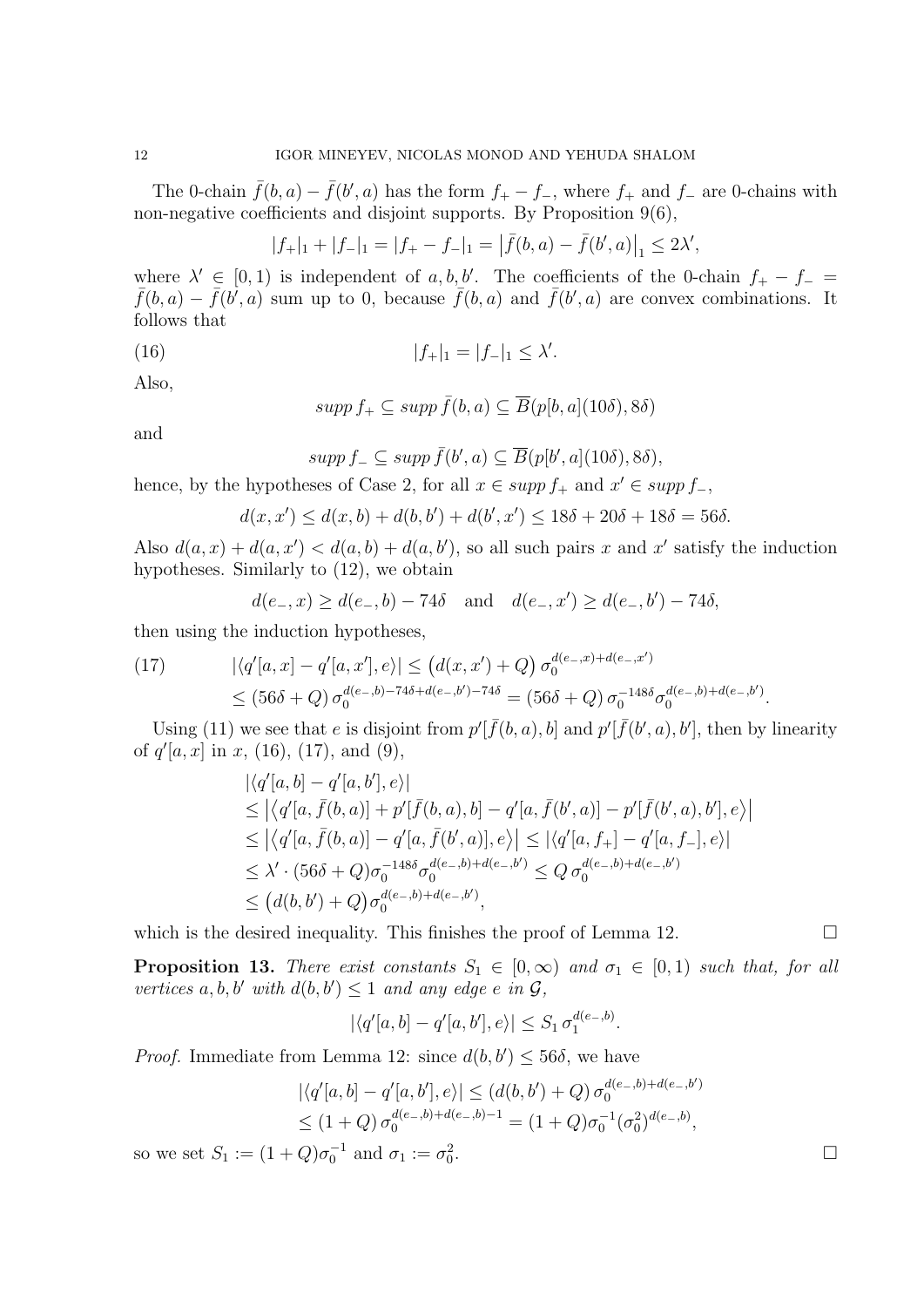The 0-chain $\bar{f}(b,a) - \bar{f}(b',a)$ has the form $f_+ - f_-$, where $f_+$ and $f_-$ are 0-chains with non-negative coefficients and disjoint supports. By Proposition 9(6),

$$|f_+|_1 + |f_-|_1 = |f_+ - f_-|_1 = \left|\bar{f}(b,a) - \bar{f}(b',a)\right|_1 \leq 2\lambda',$$

where $\lambda' \in [0,1)$ is independent of $a, b, b'$. The coefficients of the 0-chain $f_+ - f_- = \bar{f}(b,a) - \bar{f}(b',a)$ sum up to 0, because $\bar{f}(b,a)$ and $\bar{f}(b',a)$ are convex combinations. It follows that

$$|f_+|_1 = |f_-|_1 \leq \lambda'. \tag{16}$$

Also,

$$supp\, f_+ \subseteq supp\, \bar{f}(b,a) \subseteq \overline{B}(p[b,a](10\delta), 8\delta)$$

and

$$supp\, f_- \subseteq supp\, \bar{f}(b',a) \subseteq \overline{B}(p[b',a](10\delta), 8\delta),$$

hence, by the hypotheses of Case 2, for all $x \in supp\, f_+$ and $x' \in supp\, f_-$,

$$d(x,x') \leq d(x,b) + d(b,b') + d(b',x') \leq 18\delta + 20\delta + 18\delta = 56\delta.$$

Also $d(a,x) + d(a,x') < d(a,b) + d(a,b')$, so all such pairs $x$ and $x'$ satisfy the induction hypotheses. Similarly to (12), we obtain

$$d(e_-,x) \geq d(e_-,b) - 74\delta \quad \text{and} \quad d(e_-,x') \geq d(e_-,b') - 74\delta,$$

then using the induction hypotheses,

$$\begin{aligned}
|\langle q'[a,x] - q'[a,x'], e\rangle| &\leq \left(d(x,x') + Q\right) \sigma_0^{d(e_-,x)+d(e_-,x')} \\
&\leq (56\delta + Q)\, \sigma_0^{d(e_-,b)-74\delta+d(e_-,b')-74\delta} = (56\delta + Q)\, \sigma_0^{-148\delta} \sigma_0^{d(e_-,b)+d(e_-,b')}.
\end{aligned} \tag{17}$$

Using (11) we see that $e$ is disjoint from $p'[\bar{f}(b,a), b]$ and $p'[\bar{f}(b',a), b']$, then by linearity of $q'[a,x]$ in $x$, (16), (17), and (9),

$$\begin{aligned}
&|\langle q'[a,b] - q'[a,b'], e\rangle| \\
&\leq \left|\left\langle q'[a,\bar{f}(b,a)] + p'[\bar{f}(b,a),b] - q'[a,\bar{f}(b',a)] - p'[\bar{f}(b',a),b'], e\right\rangle\right| \\
&\leq \left|\left\langle q'[a,\bar{f}(b,a)] - q'[a,\bar{f}(b',a)], e\right\rangle\right| \leq |\langle q'[a,f_+] - q'[a,f_-], e\rangle| \\
&\leq \lambda' \cdot (56\delta + Q)\sigma_0^{-148\delta}\sigma_0^{d(e_-,b)+d(e_-,b')} \leq Q\, \sigma_0^{d(e_-,b)+d(e_-,b')} \\
&\leq \left(d(b,b') + Q\right)\sigma_0^{d(e_-,b)+d(e_-,b')},
\end{aligned}$$

which is the desired inequality. This finishes the proof of Lemma 12. $\square$

**Proposition 13.** *There exist constants $S_1 \in [0,\infty)$ and $\sigma_1 \in [0,1)$ such that, for all vertices $a, b, b'$ with $d(b,b') \leq 1$ and any edge $e$ in $\mathcal{G}$,*

$$|\langle q'[a,b] - q'[a,b'], e\rangle| \leq S_1\, \sigma_1^{d(e_-,b)}.$$

*Proof.* Immediate from Lemma 12: since $d(b,b') \leq 56\delta$, we have

$$\begin{aligned}
|\langle q'[a,b] - q'[a,b'], e\rangle| &\leq (d(b,b') + Q)\, \sigma_0^{d(e_-,b)+d(e_-,b')} \\
&\leq (1+Q)\, \sigma_0^{d(e_-,b)+d(e_-,b)-1} = (1+Q)\sigma_0^{-1}(\sigma_0^2)^{d(e_-,b)},
\end{aligned}$$

so we set $S_1 := (1+Q)\sigma_0^{-1}$ and $\sigma_1 := \sigma_0^2$. $\square$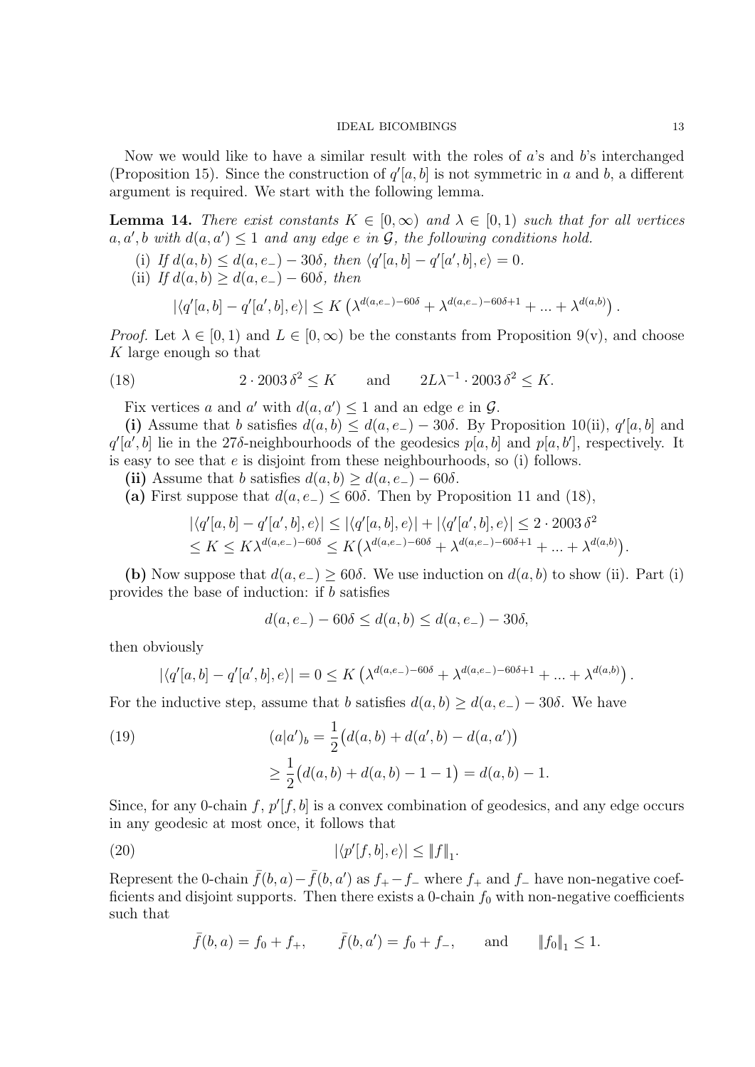Now we would like to have a similar result with the roles of $a$'s and $b$'s interchanged (Proposition 15). Since the construction of $q'[a,b]$ is not symmetric in $a$ and $b$, a different argument is required. We start with the following lemma.

**Lemma 14.** *There exist constants $K \in [0,\infty)$ and $\lambda \in [0,1)$ such that for all vertices $a, a', b$ with $d(a,a') \leq 1$ and any edge $e$ in $\mathcal{G}$, the following conditions hold.*

(i) *If $d(a,b) \leq d(a,e_-) - 30\delta$, then $\langle q'[a,b] - q'[a',b], e\rangle = 0$.*

(ii) *If $d(a,b) \geq d(a,e_-) - 60\delta$, then*

$$|\langle q'[a,b] - q'[a',b], e\rangle| \leq K\left(\lambda^{d(a,e_-)-60\delta} + \lambda^{d(a,e_-)-60\delta+1} + \ldots + \lambda^{d(a,b)}\right).$$

*Proof.* Let $\lambda \in [0,1)$ and $L \in [0,\infty)$ be the constants from Proposition 9(v), and choose $K$ large enough so that

$$2 \cdot 2003\,\delta^2 \leq K \qquad \text{and} \qquad 2L\lambda^{-1} \cdot 2003\,\delta^2 \leq K. \tag{18}$$

Fix vertices $a$ and $a'$ with $d(a,a') \leq 1$ and an edge $e$ in $\mathcal{G}$.

**(i)** Assume that $b$ satisfies $d(a,b) \leq d(a,e_-) - 30\delta$. By Proposition 10(ii), $q'[a,b]$ and $q'[a',b]$ lie in the $27\delta$-neighbourhoods of the geodesics $p[a,b]$ and $p[a,b']$, respectively. It is easy to see that $e$ is disjoint from these neighbourhoods, so (i) follows.

**(ii)** Assume that $b$ satisfies $d(a,b) \geq d(a,e_-) - 60\delta$.

**(a)** First suppose that $d(a,e_-) \leq 60\delta$. Then by Proposition 11 and (18),

$$\begin{aligned}
|\langle q'[a,b] - q'[a',b], e\rangle| &\leq |\langle q'[a,b], e\rangle| + |\langle q'[a',b], e\rangle| \leq 2 \cdot 2003\,\delta^2 \\
&\leq K \leq K\lambda^{d(a,e_-)-60\delta} \leq K\big(\lambda^{d(a,e_-)-60\delta} + \lambda^{d(a,e_-)-60\delta+1} + \ldots + \lambda^{d(a,b)}\big).
\end{aligned}$$

**(b)** Now suppose that $d(a,e_-) \geq 60\delta$. We use induction on $d(a,b)$ to show (ii). Part (i) provides the base of induction: if $b$ satisfies

$$d(a,e_-) - 60\delta \leq d(a,b) \leq d(a,e_-) - 30\delta,$$

then obviously

$$|\langle q'[a,b] - q'[a',b], e\rangle| = 0 \leq K\left(\lambda^{d(a,e_-)-60\delta} + \lambda^{d(a,e_-)-60\delta+1} + \ldots + \lambda^{d(a,b)}\right).$$

For the inductive step, assume that $b$ satisfies $d(a,b) \geq d(a,e_-) - 30\delta$. We have

$$\begin{aligned}
(a|a')_b &= \frac{1}{2}\big(d(a,b) + d(a',b) - d(a,a')\big) \\
&\geq \frac{1}{2}\big(d(a,b) + d(a,b) - 1 - 1\big) = d(a,b) - 1.
\end{aligned} \tag{19}$$

Since, for any 0-chain $f$, $p'[f,b]$ is a convex combination of geodesics, and any edge occurs in any geodesic at most once, it follows that

$$|\langle p'[f,b], e\rangle| \leq \|f\|_1. \tag{20}$$

Represent the 0-chain $\bar{f}(b,a) - \bar{f}(b,a')$ as $f_+ - f_-$ where $f_+$ and $f_-$ have non-negative coefficients and disjoint supports. Then there exists a 0-chain $f_0$ with non-negative coefficients such that

$$\bar{f}(b,a) = f_0 + f_+, \qquad \bar{f}(b,a') = f_0 + f_-, \qquad \text{and} \qquad \|f_0\|_1 \leq 1.$$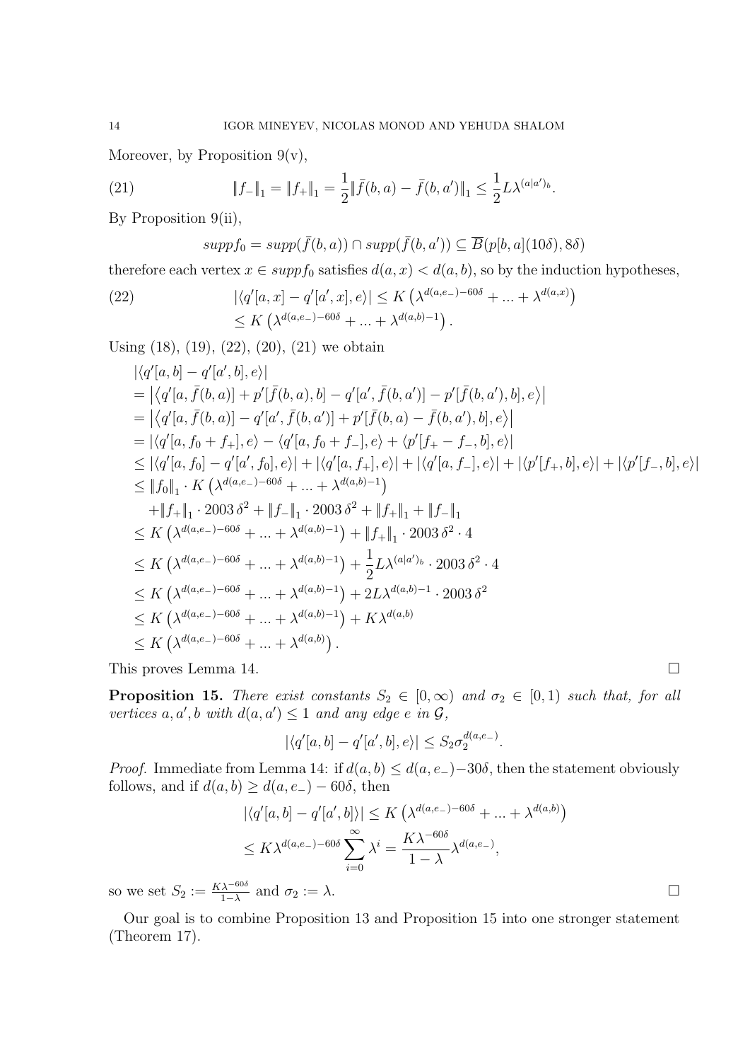Moreover, by Proposition 9(v),

$$\|f_-\|_1 = \|f_+\|_1 = \frac{1}{2}\|\bar{f}(b,a) - \bar{f}(b,a')\|_1 \leq \frac{1}{2}L\lambda^{(a|a')_b}. \tag{21}$$

By Proposition 9(ii),

$$supp f_0 = supp(\bar{f}(b,a)) \cap supp(\bar{f}(b,a')) \subseteq \overline{B}(p[b,a](10\delta), 8\delta)$$

therefore each vertex $x \in supp f_0$ satisfies $d(a,x) < d(a,b)$, so by the induction hypotheses,

$$\begin{aligned}
|\langle q'[a,x] - q'[a',x], e\rangle| &\leq K\left(\lambda^{d(a,e_-)-60\delta} + ... + \lambda^{d(a,x)}\right) \\
&\leq K\left(\lambda^{d(a,e_-)-60\delta} + ... + \lambda^{d(a,b)-1}\right).
\end{aligned} \tag{22}$$

Using (18), (19), (22), (20), (21) we obtain

$$\begin{aligned}
&|\langle q'[a,b] - q'[a',b], e\rangle| \\
&= \left|\langle q'[a,\bar{f}(b,a)] + p'[\bar{f}(b,a),b] - q'[a',\bar{f}(b,a')] - p'[\bar{f}(b,a'),b], e\rangle\right| \\
&= \left|\langle q'[a,\bar{f}(b,a)] - q'[a',\bar{f}(b,a')] + p'[\bar{f}(b,a) - \bar{f}(b,a'),b], e\rangle\right| \\
&= |\langle q'[a,f_0+f_+], e\rangle - \langle q'[a,f_0+f_-], e\rangle + \langle p'[f_+ - f_-, b], e\rangle| \\
&\leq |\langle q'[a,f_0] - q'[a',f_0], e\rangle| + |\langle q'[a,f_+], e\rangle| + |\langle q'[a,f_-], e\rangle| + |\langle p'[f_+,b], e\rangle| + |\langle p'[f_-,b], e\rangle| \\
&\leq \|f_0\|_1 \cdot K\left(\lambda^{d(a,e_-)-60\delta} + ... + \lambda^{d(a,b)-1}\right) \\
&\quad + \|f_+\|_1 \cdot 2003\,\delta^2 + \|f_-\|_1 \cdot 2003\,\delta^2 + \|f_+\|_1 + \|f_-\|_1 \\
&\leq K\left(\lambda^{d(a,e_-)-60\delta} + ... + \lambda^{d(a,b)-1}\right) + \|f_+\|_1 \cdot 2003\,\delta^2 \cdot 4 \\
&\leq K\left(\lambda^{d(a,e_-)-60\delta} + ... + \lambda^{d(a,b)-1}\right) + \frac{1}{2}L\lambda^{(a|a')_b} \cdot 2003\,\delta^2 \cdot 4 \\
&\leq K\left(\lambda^{d(a,e_-)-60\delta} + ... + \lambda^{d(a,b)-1}\right) + 2L\lambda^{d(a,b)-1} \cdot 2003\,\delta^2 \\
&\leq K\left(\lambda^{d(a,e_-)-60\delta} + ... + \lambda^{d(a,b)-1}\right) + K\lambda^{d(a,b)} \\
&\leq K\left(\lambda^{d(a,e_-)-60\delta} + ... + \lambda^{d(a,b)}\right).
\end{aligned}$$

This proves Lemma 14. ☐

**Proposition 15.** *There exist constants $S_2 \in [0,\infty)$ and $\sigma_2 \in [0,1)$ such that, for all vertices $a, a', b$ with $d(a,a') \leq 1$ and any edge $e$ in $\mathcal{G}$,*

$$|\langle q'[a,b] - q'[a',b], e\rangle| \leq S_2\sigma_2^{d(a,e_-)}.$$

*Proof.* Immediate from Lemma 14: if $d(a,b) \leq d(a,e_-) - 30\delta$, then the statement obviously follows, and if $d(a,b) \geq d(a,e_-) - 60\delta$, then

$$\begin{aligned}
|\langle q'[a,b] - q'[a',b]\rangle| &\leq K\left(\lambda^{d(a,e_-)-60\delta} + ... + \lambda^{d(a,b)}\right) \\
&\leq K\lambda^{d(a,e_-)-60\delta}\sum_{i=0}^{\infty}\lambda^i = \frac{K\lambda^{-60\delta}}{1-\lambda}\lambda^{d(a,e_-)},
\end{aligned}$$

so we set $S_2 := \frac{K\lambda^{-60\delta}}{1-\lambda}$ and $\sigma_2 := \lambda$. ☐

Our goal is to combine Proposition 13 and Proposition 15 into one stronger statement (Theorem 17).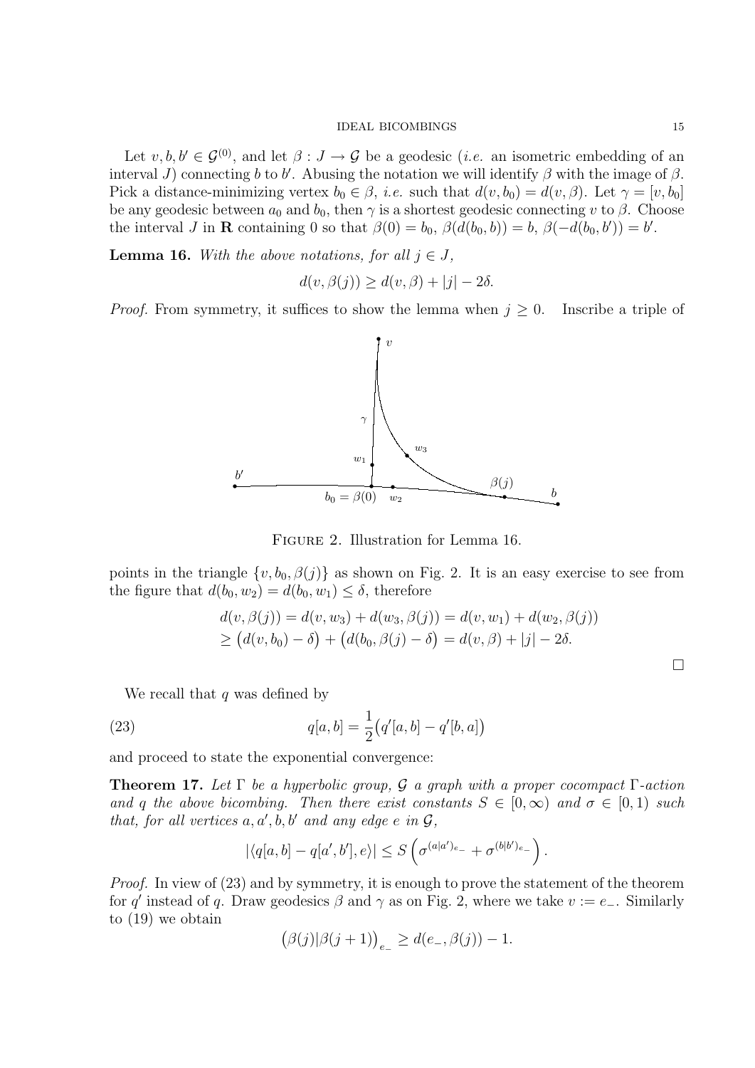Let $v, b, b' \in \mathcal{G}^{(0)}$, and let $\beta : J \to \mathcal{G}$ be a geodesic (*i.e.* an isometric embedding of an interval $J$) connecting $b$ to $b'$. Abusing the notation we will identify $\beta$ with the image of $\beta$. Pick a distance-minimizing vertex $b_0 \in \beta$, *i.e.* such that $d(v, b_0) = d(v, \beta)$. Let $\gamma = [v, b_0]$ be any geodesic between $a_0$ and $b_0$, then $\gamma$ is a shortest geodesic connecting $v$ to $\beta$. Choose the interval $J$ in $\mathbf{R}$ containing 0 so that $\beta(0) = b_0$, $\beta(d(b_0, b)) = b$, $\beta(-d(b_0, b')) = b'$.

**Lemma 16.** *With the above notations, for all $j \in J$,*

$$d(v, \beta(j)) \geq d(v, \beta) + |j| - 2\delta.$$

*Proof.* From symmetry, it suffices to show the lemma when $j \geq 0$. Inscribe a triple of points in the triangle $\{v, b_0, \beta(j)\}$ as shown on Fig. 2. It is an easy exercise to see from the figure that $d(b_0, w_2) = d(b_0, w_1) \leq \delta$, therefore

$$\begin{aligned} d(v, \beta(j)) &= d(v, w_3) + d(w_3, \beta(j)) = d(v, w_1) + d(w_2, \beta(j)) \\ &\geq \big(d(v, b_0) - \delta\big) + \big(d(b_0, \beta(j) - \delta\big) = d(v, \beta) + |j| - 2\delta. \end{aligned}$$

□

Figure 2. Illustration for Lemma 16.

We recall that $q$ was defined by

$$q[a, b] = \frac{1}{2}\big(q'[a, b] - q'[b, a]\big) \tag{23}$$

and proceed to state the exponential convergence:

**Theorem 17.** *Let $\Gamma$ be a hyperbolic group, $\mathcal{G}$ a graph with a proper cocompact $\Gamma$-action and $q$ the above bicombing. Then there exist constants $S \in [0, \infty)$ and $\sigma \in [0, 1)$ such that, for all vertices $a, a', b, b'$ and any edge $e$ in $\mathcal{G}$,*

$$|\langle q[a, b] - q[a', b'], e\rangle| \leq S\left(\sigma^{(a|a')_{e_-}} + \sigma^{(b|b')_{e_-}}\right).$$

*Proof.* In view of (23) and by symmetry, it is enough to prove the statement of the theorem for $q'$ instead of $q$. Draw geodesics $\beta$ and $\gamma$ as on Fig. 2, where we take $v := e_-$. Similarly to (19) we obtain

$$\big(\beta(j)|\beta(j+1)\big)_{e_-} \geq d(e_-, \beta(j)) - 1.$$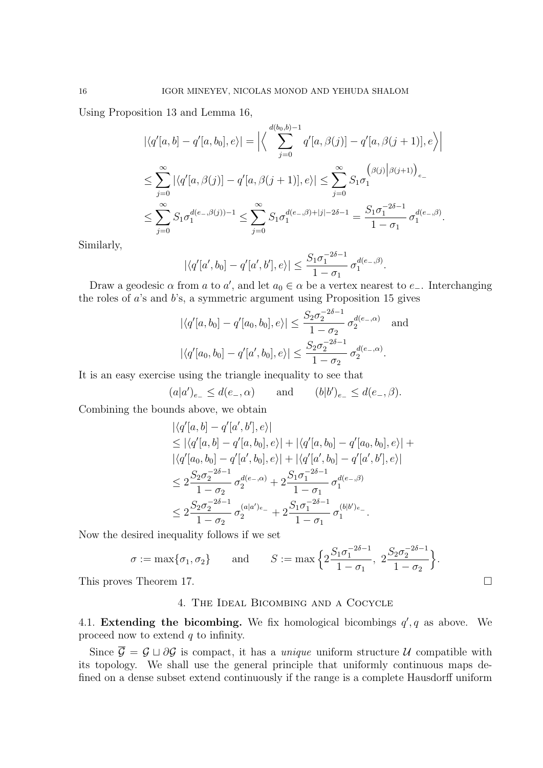Using Proposition 13 and Lemma 16,

$$
\begin{aligned}
|\langle q'[a,b] - q'[a,b_0], e\rangle| &= \Big| \Big\langle \sum_{j=0}^{d(b_0,b)-1} q'[a,\beta(j)] - q'[a,\beta(j+1)], e \Big\rangle \Big| \\
&\leq \sum_{j=0}^{\infty} |\langle q'[a,\beta(j)] - q'[a,\beta(j+1)], e\rangle| \leq \sum_{j=0}^{\infty} S_1 \sigma_1^{\left(\beta(j) \middle| \beta(j+1)\right)_{e_-}} \\
&\leq \sum_{j=0}^{\infty} S_1 \sigma_1^{d(e_-,\beta(j))-1} \leq \sum_{j=0}^{\infty} S_1 \sigma_1^{d(e_-,\beta)+|j|-2\delta-1} = \frac{S_1 \sigma_1^{-2\delta-1}}{1-\sigma_1}\, \sigma_1^{d(e_-,\beta)}.
\end{aligned}
$$

Similarly,

$$
|\langle q'[a',b_0] - q'[a',b'], e\rangle| \leq \frac{S_1 \sigma_1^{-2\delta-1}}{1-\sigma_1}\, \sigma_1^{d(e_-,\beta)}.
$$

Draw a geodesic $\alpha$ from $a$ to $a'$, and let $a_0 \in \alpha$ be a vertex nearest to $e_-$. Interchanging the roles of $a$'s and $b$'s, a symmetric argument using Proposition 15 gives

$$
|\langle q'[a,b_0] - q'[a_0,b_0], e\rangle| \leq \frac{S_2 \sigma_2^{-2\delta-1}}{1-\sigma_2}\, \sigma_2^{d(e_-,\alpha)} \quad \text{and}
$$

$$
|\langle q'[a_0,b_0] - q'[a',b_0], e\rangle| \leq \frac{S_2 \sigma_2^{-2\delta-1}}{1-\sigma_2}\, \sigma_2^{d(e_-,\alpha)}.
$$

It is an easy exercise using the triangle inequality to see that

$$
(a|a')_{e_-} \leq d(e_-,\alpha) \qquad \text{and} \qquad (b|b')_{e_-} \leq d(e_-,\beta).
$$

Combining the bounds above, we obtain

$$
\begin{aligned}
&|\langle q'[a,b] - q'[a',b'], e\rangle| \\
&\leq |\langle q'[a,b] - q'[a,b_0], e\rangle| + |\langle q'[a,b_0] - q'[a_0,b_0], e\rangle| + \\
&|\langle q'[a_0,b_0] - q'[a',b_0], e\rangle| + |\langle q'[a',b_0] - q'[a',b'], e\rangle| \\
&\leq 2\frac{S_2 \sigma_2^{-2\delta-1}}{1-\sigma_2}\, \sigma_2^{d(e_-,\alpha)} + 2\frac{S_1 \sigma_1^{-2\delta-1}}{1-\sigma_1}\, \sigma_1^{d(e_-,\beta)} \\
&\leq 2\frac{S_2 \sigma_2^{-2\delta-1}}{1-\sigma_2}\, \sigma_2^{(a|a')_{e_-}} + 2\frac{S_1 \sigma_1^{-2\delta-1}}{1-\sigma_1}\, \sigma_1^{(b|b')_{e_-}}.
\end{aligned}
$$

Now the desired inequality follows if we set

$$
\sigma := \max\{\sigma_1, \sigma_2\} \qquad \text{and} \qquad S := \max\Big\{ 2\frac{S_1 \sigma_1^{-2\delta-1}}{1-\sigma_1},\ 2\frac{S_2 \sigma_2^{-2\delta-1}}{1-\sigma_2} \Big\}.
$$

This proves Theorem 17. $\square$

## 4. The Ideal Bicombing and a Cocycle

**4.1. Extending the bicombing.** We fix homological bicombings $q', q$ as above. We proceed now to extend $q$ to infinity.

Since $\overline{\mathcal{G}} = \mathcal{G} \sqcup \partial\mathcal{G}$ is compact, it has a *unique* uniform structure $\mathcal{U}$ compatible with its topology. We shall use the general principle that uniformly continuous maps defined on a dense subset extend continuously if the range is a complete Hausdorff uniform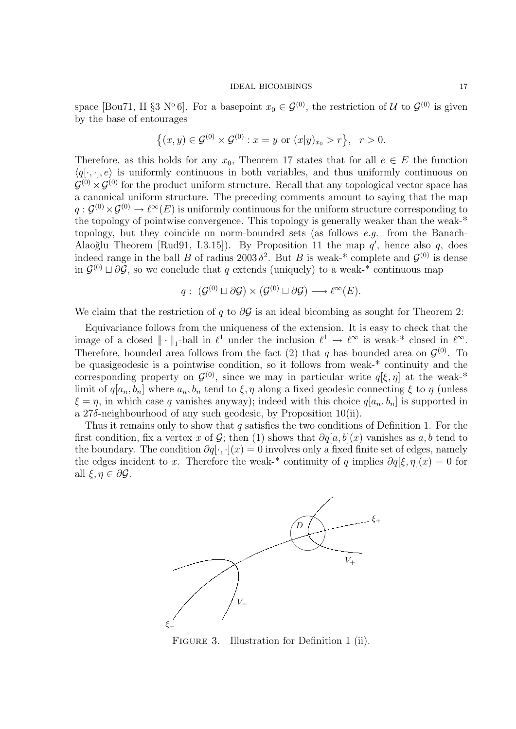space [Bou71, II §3 N° 6]. For a basepoint $x_0 \in \mathcal{G}^{(0)}$, the restriction of $\mathcal{U}$ to $\mathcal{G}^{(0)}$ is given by the base of entourages

$$\{(x,y) \in \mathcal{G}^{(0)} \times \mathcal{G}^{(0)} : x = y \text{ or } (x|y)_{x_0} > r\}, \quad r > 0.$$

Therefore, as this holds for any $x_0$, Theorem 17 states that for all $e \in E$ the function $\langle q[\cdot,\cdot], e\rangle$ is uniformly continuous in both variables, and thus uniformly continuous on $\mathcal{G}^{(0)} \times \mathcal{G}^{(0)}$ for the product uniform structure. Recall that any topological vector space has a canonical uniform structure. The preceding comments amount to saying that the map $q : \mathcal{G}^{(0)} \times \mathcal{G}^{(0)} \to \ell^\infty(E)$ is uniformly continuous for the uniform structure corresponding to the topology of pointwise convergence. This topology is generally weaker than the weak-* topology, but they coincide on norm-bounded sets (as follows *e.g.* from the Banach-Alaoğlu Theorem [Rud91, I.3.15]). By Proposition 11 the map $q'$, hence also $q$, does indeed range in the ball $B$ of radius $2003\,\delta^2$. But $B$ is weak-* complete and $\mathcal{G}^{(0)}$ is dense in $\mathcal{G}^{(0)} \sqcup \partial\mathcal{G}$, so we conclude that $q$ extends (uniquely) to a weak-* continuous map

$$q : \; (\mathcal{G}^{(0)} \sqcup \partial\mathcal{G}) \times (\mathcal{G}^{(0)} \sqcup \partial\mathcal{G}) \longrightarrow \ell^\infty(E).$$

We claim that the restriction of $q$ to $\partial\mathcal{G}$ is an ideal bicombing as sought for Theorem 2:

Equivariance follows from the uniqueness of the extension. It is easy to check that the image of a closed $\|\cdot\|_1$-ball in $\ell^1$ under the inclusion $\ell^1 \to \ell^\infty$ is weak-* closed in $\ell^\infty$. Therefore, bounded area follows from the fact (2) that $q$ has bounded area on $\mathcal{G}^{(0)}$. To be quasigeodesic is a pointwise condition, so it follows from weak-* continuity and the corresponding property on $\mathcal{G}^{(0)}$, since we may in particular write $q[\xi, \eta]$ at the weak-* limit of $q[a_n, b_n]$ where $a_n, b_n$ tend to $\xi, \eta$ along a fixed geodesic connecting $\xi$ to $\eta$ (unless $\xi = \eta$, in which case $q$ vanishes anyway); indeed with this choice $q[a_n, b_n]$ is supported in a $27\delta$-neighbourhood of any such geodesic, by Proposition 10(ii).

Thus it remains only to show that $q$ satisfies the two conditions of Definition 1. For the first condition, fix a vertex $x$ of $\mathcal{G}$; then (1) shows that $\partial q[a,b](x)$ vanishes as $a, b$ tend to the boundary. The condition $\partial q[\cdot,\cdot](x) = 0$ involves only a fixed finite set of edges, namely the edges incident to $x$. Therefore the weak-* continuity of $q$ implies $\partial q[\xi, \eta](x) = 0$ for all $\xi, \eta \in \partial\mathcal{G}$.

Figure 3. Illustration for Definition 1 (ii).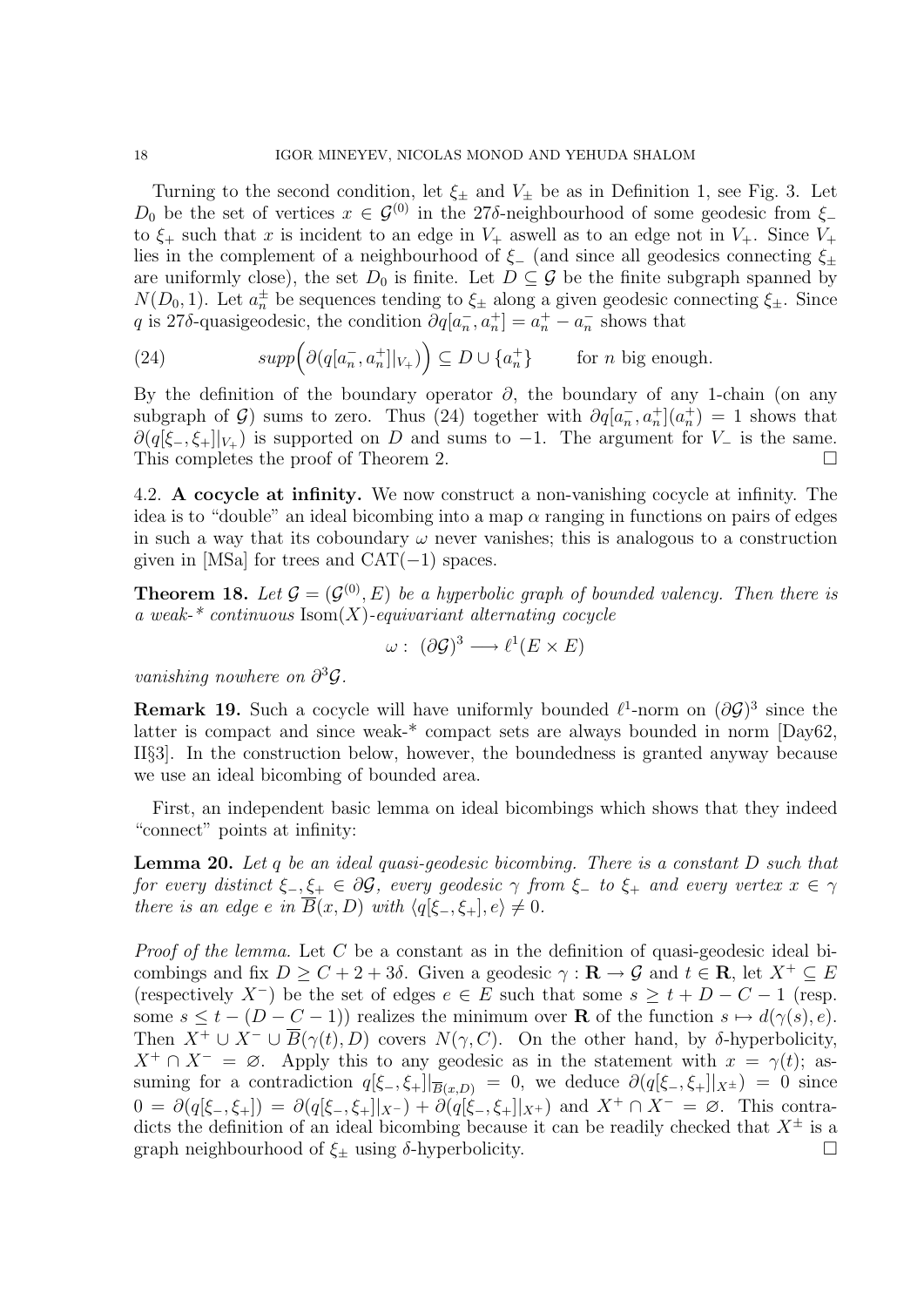Turning to the second condition, let $\xi_\pm$ and $V_\pm$ be as in Definition 1, see Fig. 3. Let $D_0$ be the set of vertices $x \in \mathcal{G}^{(0)}$ in the $27\delta$-neighbourhood of some geodesic from $\xi_-$ to $\xi_+$ such that $x$ is incident to an edge in $V_+$ aswell as to an edge not in $V_+$. Since $V_+$ lies in the complement of a neighbourhood of $\xi_-$ (and since all geodesics connecting $\xi_\pm$ are uniformly close), the set $D_0$ is finite. Let $D \subseteq \mathcal{G}$ be the finite subgraph spanned by $N(D_0, 1)$. Let $a_n^\pm$ be sequences tending to $\xi_\pm$ along a given geodesic connecting $\xi_\pm$. Since $q$ is $27\delta$-quasigeodesic, the condition $\partial q[a_n^-, a_n^+] = a_n^+ - a_n^-$ shows that

$$supp\Big(\partial(q[a_n^-, a_n^+]|_{V_+})\Big) \subseteq D \cup \{a_n^+\} \qquad \text{for } n \text{ big enough.} \tag{24}$$

By the definition of the boundary operator $\partial$, the boundary of any 1-chain (on any subgraph of $\mathcal{G}$) sums to zero. Thus (24) together with $\partial q[a_n^-, a_n^+](a_n^+) = 1$ shows that $\partial(q[\xi_-, \xi_+]|_{V_+})$ is supported on $D$ and sums to $-1$. The argument for $V_-$ is the same. This completes the proof of Theorem 2. $\square$

## 4.2. A cocycle at infinity.

We now construct a non-vanishing cocycle at infinity. The idea is to "double" an ideal bicombing into a map $\alpha$ ranging in functions on pairs of edges in such a way that its coboundary $\omega$ never vanishes; this is analogous to a construction given in [MSa] for trees and CAT$(-1)$ spaces.

**Theorem 18.** *Let $\mathcal{G} = (\mathcal{G}^{(0)}, E)$ be a hyperbolic graph of bounded valency. Then there is a weak-\* continuous $\mathrm{Isom}(X)$-equivariant alternating cocycle*

$$\omega : \ (\partial \mathcal{G})^3 \longrightarrow \ell^1(E \times E)$$

*vanishing nowhere on $\partial^3 \mathcal{G}$.*

**Remark 19.** Such a cocycle will have uniformly bounded $\ell^1$-norm on $(\partial\mathcal{G})^3$ since the latter is compact and since weak-* compact sets are always bounded in norm [Day62, II§3]. In the construction below, however, the boundedness is granted anyway because we use an ideal bicombing of bounded area.

First, an independent basic lemma on ideal bicombings which shows that they indeed "connect" points at infinity:

**Lemma 20.** *Let $q$ be an ideal quasi-geodesic bicombing. There is a constant $D$ such that for every distinct $\xi_-, \xi_+ \in \partial\mathcal{G}$, every geodesic $\gamma$ from $\xi_-$ to $\xi_+$ and every vertex $x \in \gamma$ there is an edge $e$ in $\overline{B}(x, D)$ with $\langle q[\xi_-, \xi_+], e\rangle \neq 0$.*

*Proof of the lemma.* Let $C$ be a constant as in the definition of quasi-geodesic ideal bicombings and fix $D \geq C + 2 + 3\delta$. Given a geodesic $\gamma : \mathbf{R} \to \mathcal{G}$ and $t \in \mathbf{R}$, let $X^+ \subseteq E$ (respectively $X^-$) be the set of edges $e \in E$ such that some $s \geq t + D - C - 1$ (resp. some $s \leq t - (D - C - 1)$) realizes the minimum over $\mathbf{R}$ of the function $s \mapsto d(\gamma(s), e)$. Then $X^+ \cup X^- \cup \overline{B}(\gamma(t), D)$ covers $N(\gamma, C)$. On the other hand, by $\delta$-hyperbolicity, $X^+ \cap X^- = \varnothing$. Apply this to any geodesic as in the statement with $x = \gamma(t)$; assuming for a contradiction $q[\xi_-, \xi_+]|_{\overline{B}(x,D)} = 0$, we deduce $\partial(q[\xi_-, \xi_+]|_{X^\pm}) = 0$ since $0 = \partial(q[\xi_-, \xi_+]) = \partial(q[\xi_-, \xi_+]|_{X^-}) + \partial(q[\xi_-, \xi_+]|_{X^+})$ and $X^+ \cap X^- = \varnothing$. This contradicts the definition of an ideal bicombing because it can be readily checked that $X^\pm$ is a graph neighbourhood of $\xi_\pm$ using $\delta$-hyperbolicity. $\square$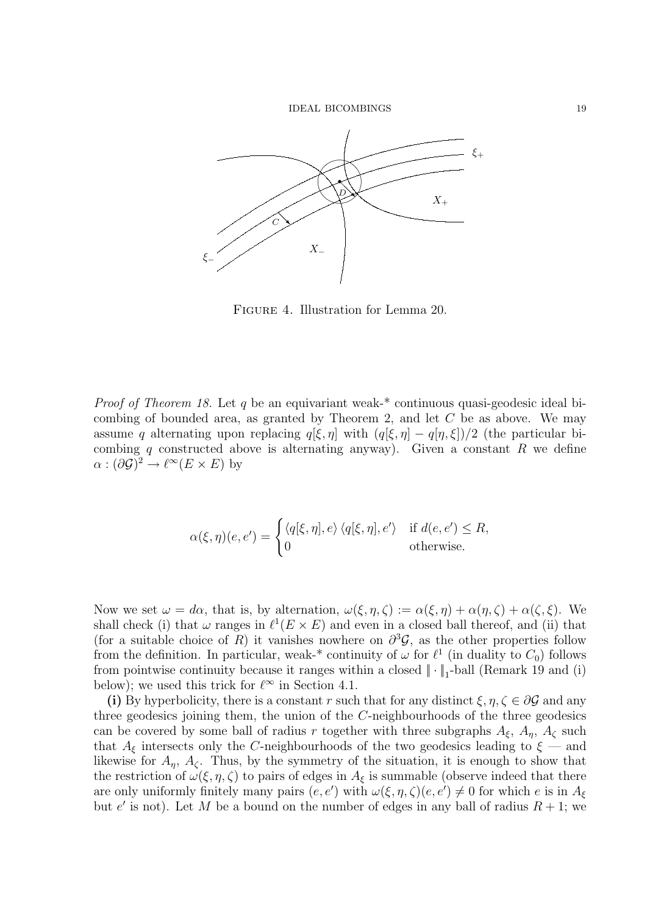Figure 4. Illustration for Lemma 20.

*Proof of Theorem 18.* Let $q$ be an equivariant weak-* continuous quasi-geodesic ideal bicombing of bounded area, as granted by Theorem 2, and let $C$ be as above. We may assume $q$ alternating upon replacing $q[\xi, \eta]$ with $(q[\xi, \eta] - q[\eta, \xi])/2$ (the particular bicombing $q$ constructed above is alternating anyway). Given a constant $R$ we define $\alpha : (\partial\mathcal{G})^2 \to \ell^\infty(E \times E)$ by

$$\alpha(\xi, \eta)(e, e') = \begin{cases} \langle q[\xi, \eta], e \rangle \, \langle q[\xi, \eta], e' \rangle & \text{if } d(e, e') \leq R, \\ 0 & \text{otherwise.} \end{cases}$$

Now we set $\omega = d\alpha$, that is, by alternation, $\omega(\xi, \eta, \zeta) := \alpha(\xi, \eta) + \alpha(\eta, \zeta) + \alpha(\zeta, \xi)$. We shall check (i) that $\omega$ ranges in $\ell^1(E \times E)$ and even in a closed ball thereof, and (ii) that (for a suitable choice of $R$) it vanishes nowhere on $\partial^3\mathcal{G}$, as the other properties follow from the definition. In particular, weak-* continuity of $\omega$ for $\ell^1$ (in duality to $C_0$) follows from pointwise continuity because it ranges within a closed $\|\cdot\|_1$-ball (Remark 19 and (i) below); we used this trick for $\ell^\infty$ in Section 4.1.

**(i)** By hyperbolicity, there is a constant $r$ such that for any distinct $\xi, \eta, \zeta \in \partial\mathcal{G}$ and any three geodesics joining them, the union of the $C$-neighbourhoods of the three geodesics can be covered by some ball of radius $r$ together with three subgraphs $A_\xi$, $A_\eta$, $A_\zeta$ such that $A_\xi$ intersects only the $C$-neighbourhoods of the two geodesics leading to $\xi$ — and likewise for $A_\eta$, $A_\zeta$. Thus, by the symmetry of the situation, it is enough to show that the restriction of $\omega(\xi, \eta, \zeta)$ to pairs of edges in $A_\xi$ is summable (observe indeed that there are only uniformly finitely many pairs $(e, e')$ with $\omega(\xi, \eta, \zeta)(e, e') \neq 0$ for which $e$ is in $A_\xi$ but $e'$ is not). Let $M$ be a bound on the number of edges in any ball of radius $R + 1$; we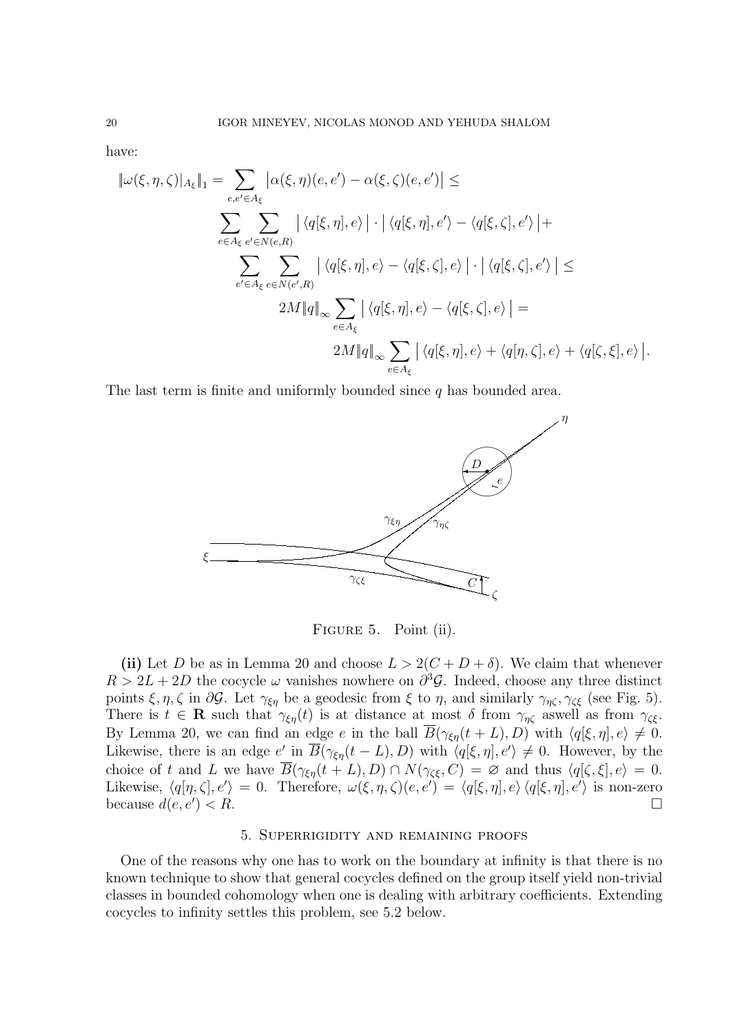have:

$$
\begin{aligned}
\|\omega(\xi,\eta,\zeta)|_{A_\xi}\|_1 &= \sum_{e,e'\in A_\xi} \big|\alpha(\xi,\eta)(e,e') - \alpha(\xi,\zeta)(e,e')\big| \leq \\
&\sum_{e\in A_\xi}\sum_{e'\in N(e,R)} \big|\langle q[\xi,\eta],e\rangle\big| \cdot \big|\langle q[\xi,\eta],e'\rangle - \langle q[\xi,\zeta],e'\rangle\big| + \\
&\quad \sum_{e'\in A_\xi}\sum_{e\in N(e',R)} \big|\langle q[\xi,\eta],e\rangle - \langle q[\xi,\zeta],e\rangle\big| \cdot \big|\langle q[\xi,\zeta],e'\rangle\big| \leq \\
&\qquad 2M\|q\|_\infty \sum_{e\in A_\xi} \big|\langle q[\xi,\eta],e\rangle - \langle q[\xi,\zeta],e\rangle\big| = \\
&\qquad\quad 2M\|q\|_\infty \sum_{e\in A_\xi} \big|\langle q[\xi,\eta],e\rangle + \langle q[\eta,\zeta],e\rangle + \langle q[\zeta,\xi],e\rangle\big|.
\end{aligned}
$$

The last term is finite and uniformly bounded since $q$ has bounded area.

Figure 5. Point (ii).

**(ii)** Let $D$ be as in Lemma 20 and choose $L > 2(C + D + \delta)$. We claim that whenever $R > 2L + 2D$ the cocycle $\omega$ vanishes nowhere on $\partial^3\mathcal{G}$. Indeed, choose any three distinct points $\xi, \eta, \zeta$ in $\partial\mathcal{G}$. Let $\gamma_{\xi\eta}$ be a geodesic from $\xi$ to $\eta$, and similarly $\gamma_{\eta\zeta}, \gamma_{\zeta\xi}$ (see Fig. 5). There is $t \in \mathbf{R}$ such that $\gamma_{\xi\eta}(t)$ is at distance at most $\delta$ from $\gamma_{\eta\zeta}$ aswell as from $\gamma_{\zeta\xi}$. By Lemma 20, we can find an edge $e$ in the ball $\overline{B}(\gamma_{\xi\eta}(t+L), D)$ with $\langle q[\xi,\eta], e\rangle \neq 0$. Likewise, there is an edge $e'$ in $\overline{B}(\gamma_{\xi\eta}(t-L), D)$ with $\langle q[\xi,\eta], e'\rangle \neq 0$. However, by the choice of $t$ and $L$ we have $\overline{B}(\gamma_{\xi\eta}(t+L), D) \cap N(\gamma_{\zeta\xi}, C) = \varnothing$ and thus $\langle q[\zeta,\xi], e\rangle = 0$. Likewise, $\langle q[\eta,\zeta], e'\rangle = 0$. Therefore, $\omega(\xi,\eta,\zeta)(e,e') = \langle q[\xi,\eta], e\rangle \langle q[\xi,\eta], e'\rangle$ is non-zero because $d(e,e') < R$. $\square$

## 5. Superrigidity and remaining proofs

One of the reasons why one has to work on the boundary at infinity is that there is no known technique to show that general cocycles defined on the group itself yield non-trivial classes in bounded cohomology when one is dealing with arbitrary coefficients. Extending cocycles to infinity settles this problem, see 5.2 below.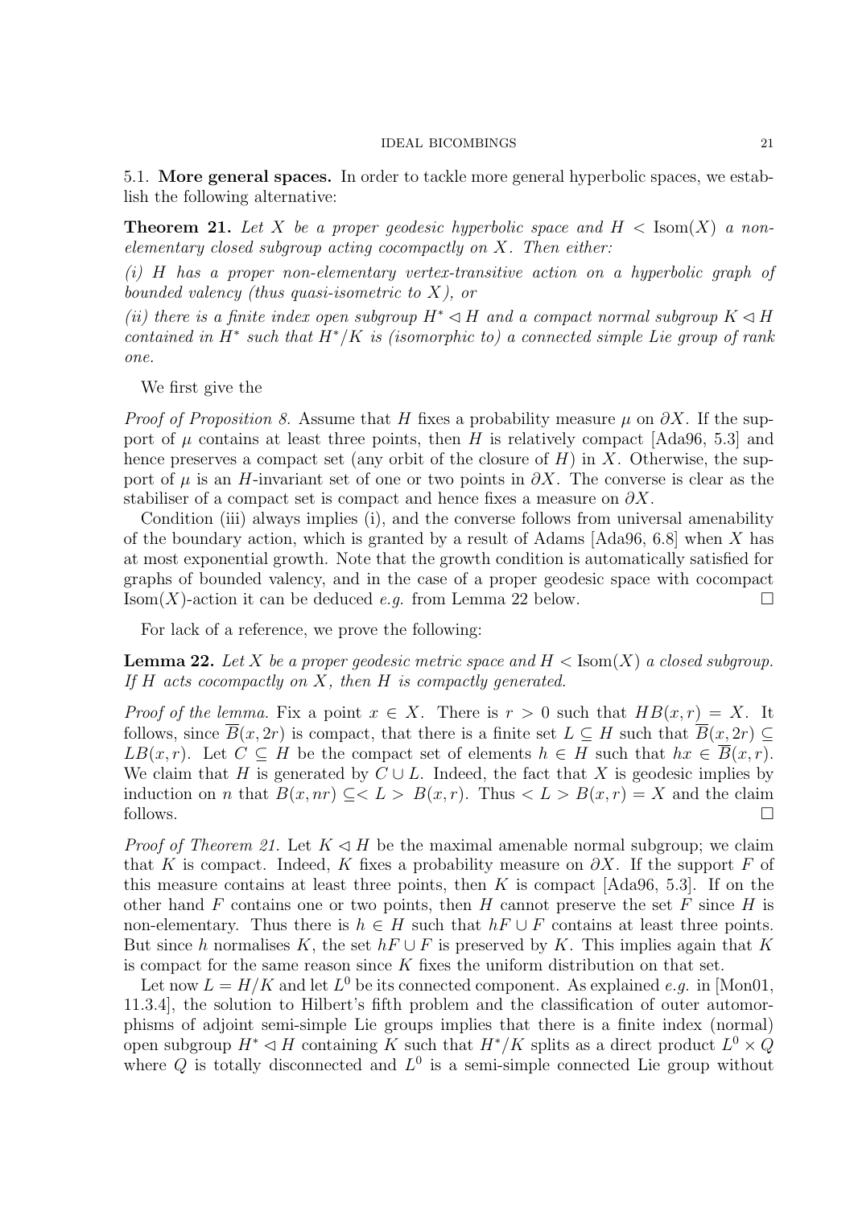5.1. **More general spaces.** In order to tackle more general hyperbolic spaces, we establish the following alternative:

**Theorem 21.** *Let $X$ be a proper geodesic hyperbolic space and $H < \mathrm{Isom}(X)$ a non-elementary closed subgroup acting cocompactly on $X$. Then either:*

*(i) $H$ has a proper non-elementary vertex-transitive action on a hyperbolic graph of bounded valency (thus quasi-isometric to $X$), or*

*(ii) there is a finite index open subgroup $H^* \lhd H$ and a compact normal subgroup $K \lhd H$ contained in $H^*$ such that $H^*/K$ is (isomorphic to) a connected simple Lie group of rank one.*

We first give the

*Proof of Proposition 8.* Assume that $H$ fixes a probability measure $\mu$ on $\partial X$. If the support of $\mu$ contains at least three points, then $H$ is relatively compact [Ada96, 5.3] and hence preserves a compact set (any orbit of the closure of $H$) in $X$. Otherwise, the support of $\mu$ is an $H$-invariant set of one or two points in $\partial X$. The converse is clear as the stabiliser of a compact set is compact and hence fixes a measure on $\partial X$.

Condition (iii) always implies (i), and the converse follows from universal amenability of the boundary action, which is granted by a result of Adams [Ada96, 6.8] when $X$ has at most exponential growth. Note that the growth condition is automatically satisfied for graphs of bounded valency, and in the case of a proper geodesic space with cocompact $\mathrm{Isom}(X)$-action it can be deduced *e.g.* from Lemma 22 below. $\square$

For lack of a reference, we prove the following:

**Lemma 22.** *Let $X$ be a proper geodesic metric space and $H < \mathrm{Isom}(X)$ a closed subgroup. If $H$ acts cocompactly on $X$, then $H$ is compactly generated.*

*Proof of the lemma.* Fix a point $x \in X$. There is $r > 0$ such that $HB(x, r) = X$. It follows, since $\overline{B}(x, 2r)$ is compact, that there is a finite set $L \subseteq H$ such that $\overline{B}(x, 2r) \subseteq LB(x, r)$. Let $C \subseteq H$ be the compact set of elements $h \in H$ such that $hx \in \overline{B}(x, r)$. We claim that $H$ is generated by $C \cup L$. Indeed, the fact that $X$ is geodesic implies by induction on $n$ that $B(x, nr) \subseteq < L > B(x, r)$. Thus $< L > B(x, r) = X$ and the claim follows. $\square$

*Proof of Theorem 21.* Let $K \lhd H$ be the maximal amenable normal subgroup; we claim that $K$ is compact. Indeed, $K$ fixes a probability measure on $\partial X$. If the support $F$ of this measure contains at least three points, then $K$ is compact [Ada96, 5.3]. If on the other hand $F$ contains one or two points, then $H$ cannot preserve the set $F$ since $H$ is non-elementary. Thus there is $h \in H$ such that $hF \cup F$ contains at least three points. But since $h$ normalises $K$, the set $hF \cup F$ is preserved by $K$. This implies again that $K$ is compact for the same reason since $K$ fixes the uniform distribution on that set.

Let now $L = H/K$ and let $L^0$ be its connected component. As explained *e.g.* in [Mon01, 11.3.4], the solution to Hilbert's fifth problem and the classification of outer automorphisms of adjoint semi-simple Lie groups implies that there is a finite index (normal) open subgroup $H^* \lhd H$ containing $K$ such that $H^*/K$ splits as a direct product $L^0 \times Q$ where $Q$ is totally disconnected and $L^0$ is a semi-simple connected Lie group without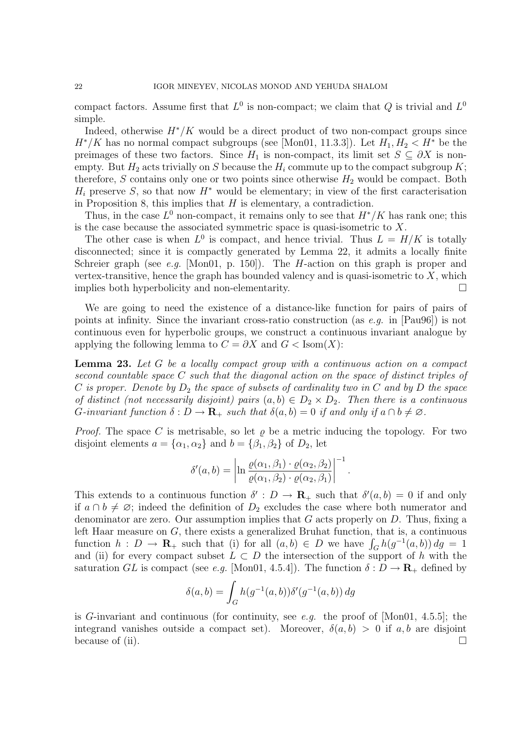compact factors. Assume first that $L^0$ is non-compact; we claim that $Q$ is trivial and $L^0$ simple.

Indeed, otherwise $H^*/K$ would be a direct product of two non-compact groups since $H^*/K$ has no normal compact subgroups (see [Mon01, 11.3.3]). Let $H_1, H_2 < H^*$ be the preimages of these two factors. Since $H_1$ is non-compact, its limit set $S \subseteq \partial X$ is non-empty. But $H_2$ acts trivially on $S$ because the $H_i$ commute up to the compact subgroup $K$; therefore, $S$ contains only one or two points since otherwise $H_2$ would be compact. Both $H_i$ preserve $S$, so that now $H^*$ would be elementary; in view of the first caracterisation in Proposition 8, this implies that $H$ is elementary, a contradiction.

Thus, in the case $L^0$ non-compact, it remains only to see that $H^*/K$ has rank one; this is the case because the associated symmetric space is quasi-isometric to $X$.

The other case is when $L^0$ is compact, and hence trivial. Thus $L = H/K$ is totally disconnected; since it is compactly generated by Lemma 22, it admits a locally finite Schreier graph (see *e.g.* [Mon01, p. 150]). The $H$-action on this graph is proper and vertex-transitive, hence the graph has bounded valency and is quasi-isometric to $X$, which implies both hyperbolicity and non-elementarity. □

We are going to need the existence of a distance-like function for pairs of pairs of points at infinity. Since the invariant cross-ratio construction (as *e.g.* in [Pau96]) is not continuous even for hyperbolic groups, we construct a continuous invariant analogue by applying the following lemma to $C = \partial X$ and $G < \mathrm{Isom}(X)$:

**Lemma 23.** *Let $G$ be a locally compact group with a continuous action on a compact second countable space $C$ such that the diagonal action on the space of distinct triples of $C$ is proper. Denote by $D_2$ the space of subsets of cardinality two in $C$ and by $D$ the space of distinct (not necessarily disjoint) pairs $(a, b) \in D_2 \times D_2$. Then there is a continuous $G$-invariant function $\delta : D \to \mathbf{R}_+$ such that $\delta(a, b) = 0$ if and only if $a \cap b \neq \varnothing$.*

*Proof.* The space $C$ is metrisable, so let $\varrho$ be a metric inducing the topology. For two disjoint elements $a = \{\alpha_1, \alpha_2\}$ and $b = \{\beta_1, \beta_2\}$ of $D_2$, let

$$\delta'(a, b) = \left| \ln \frac{\varrho(\alpha_1, \beta_1) \cdot \varrho(\alpha_2, \beta_2)}{\varrho(\alpha_1, \beta_2) \cdot \varrho(\alpha_2, \beta_1)} \right|^{-1}.$$

This extends to a continuous function $\delta' : D \to \mathbf{R}_+$ such that $\delta'(a, b) = 0$ if and only if $a \cap b \neq \varnothing$; indeed the definition of $D_2$ excludes the case where both numerator and denominator are zero. Our assumption implies that $G$ acts properly on $D$. Thus, fixing a left Haar measure on $G$, there exists a generalized Bruhat function, that is, a continuous function $h : D \to \mathbf{R}_+$ such that (i) for all $(a, b) \in D$ we have $\int_G h(g^{-1}(a, b))\, dg = 1$ and (ii) for every compact subset $L \subset D$ the intersection of the support of $h$ with the saturation $GL$ is compact (see *e.g.* [Mon01, 4.5.4]). The function $\delta : D \to \mathbf{R}_+$ defined by

$$\delta(a, b) = \int_G h(g^{-1}(a, b)) \delta'(g^{-1}(a, b))\, dg$$

is $G$-invariant and continuous (for continuity, see *e.g.* the proof of [Mon01, 4.5.5]; the integrand vanishes outside a compact set). Moreover, $\delta(a, b) > 0$ if $a, b$ are disjoint because of (ii). □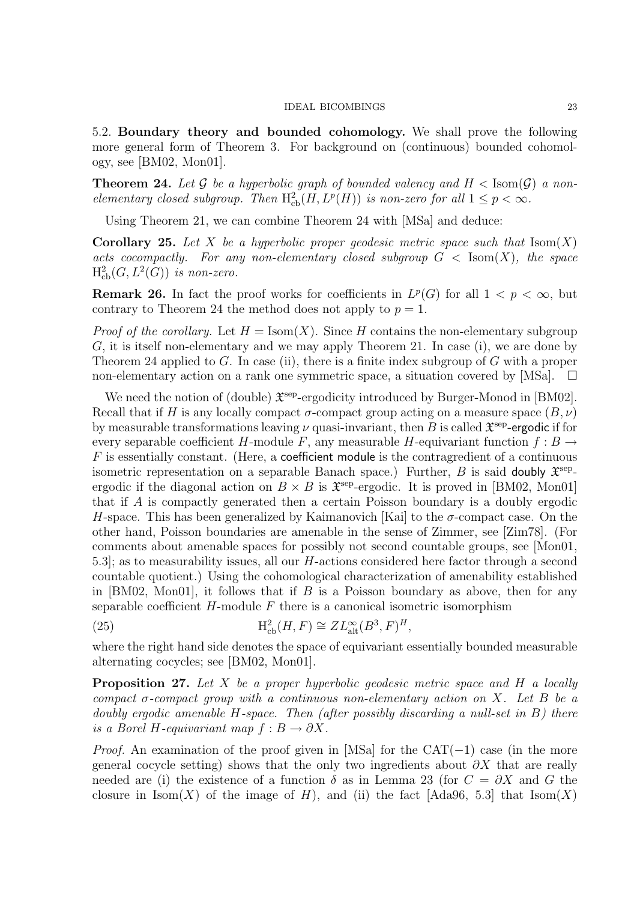5.2. **Boundary theory and bounded cohomology.** We shall prove the following more general form of Theorem 3. For background on (continuous) bounded cohomology, see [BM02, Mon01].

**Theorem 24.** *Let $\mathcal{G}$ be a hyperbolic graph of bounded valency and $H < \mathrm{Isom}(\mathcal{G})$ a non-elementary closed subgroup. Then $\mathrm{H}^2_{\mathrm{cb}}(H, L^p(H))$ is non-zero for all $1 \leq p < \infty$.*

Using Theorem 21, we can combine Theorem 24 with [MSa] and deduce:

**Corollary 25.** *Let $X$ be a hyperbolic proper geodesic metric space such that $\mathrm{Isom}(X)$ acts cocompactly. For any non-elementary closed subgroup $G < \mathrm{Isom}(X)$, the space $\mathrm{H}^2_{\mathrm{cb}}(G, L^2(G))$ is non-zero.*

**Remark 26.** In fact the proof works for coefficients in $L^p(G)$ for all $1 < p < \infty$, but contrary to Theorem 24 the method does not apply to $p = 1$.

*Proof of the corollary.* Let $H = \mathrm{Isom}(X)$. Since $H$ contains the non-elementary subgroup $G$, it is itself non-elementary and we may apply Theorem 21. In case (i), we are done by Theorem 24 applied to $G$. In case (ii), there is a finite index subgroup of $G$ with a proper non-elementary action on a rank one symmetric space, a situation covered by [MSa]. $\square$

We need the notion of (double) $\mathfrak{X}^{\mathrm{sep}}$-ergodicity introduced by Burger-Monod in [BM02]. Recall that if $H$ is any locally compact $\sigma$-compact group acting on a measure space $(B, \nu)$ by measurable transformations leaving $\nu$ quasi-invariant, then $B$ is called $\mathfrak{X}^{\mathrm{sep}}$-ergodic if for every separable coefficient $H$-module $F$, any measurable $H$-equivariant function $f : B \to F$ is essentially constant. (Here, a coefficient module is the contragredient of a continuous isometric representation on a separable Banach space.) Further, $B$ is said doubly $\mathfrak{X}^{\mathrm{sep}}$-ergodic if the diagonal action on $B \times B$ is $\mathfrak{X}^{\mathrm{sep}}$-ergodic. It is proved in [BM02, Mon01] that if $A$ is compactly generated then a certain Poisson boundary is a doubly ergodic $H$-space. This has been generalized by Kaimanovich [Kai] to the $\sigma$-compact case. On the other hand, Poisson boundaries are amenable in the sense of Zimmer, see [Zim78]. (For comments about amenable spaces for possibly not second countable groups, see [Mon01, 5.3]; as to measurability issues, all our $H$-actions considered here factor through a second countable quotient.) Using the cohomological characterization of amenability established in [BM02, Mon01], it follows that if $B$ is a Poisson boundary as above, then for any separable coefficient $H$-module $F$ there is a canonical isometric isomorphism

$$\mathrm{H}^2_{\mathrm{cb}}(H, F) \cong ZL^\infty_{\mathrm{alt}}(B^3, F)^H, \tag{25}$$

where the right hand side denotes the space of equivariant essentially bounded measurable alternating cocycles; see [BM02, Mon01].

**Proposition 27.** *Let $X$ be a proper hyperbolic geodesic metric space and $H$ a locally compact $\sigma$-compact group with a continuous non-elementary action on $X$. Let $B$ be a doubly ergodic amenable $H$-space. Then (after possibly discarding a null-set in $B$) there is a Borel $H$-equivariant map $f : B \to \partial X$.*

*Proof.* An examination of the proof given in [MSa] for the CAT$(-1)$ case (in the more general cocycle setting) shows that the only two ingredients about $\partial X$ that are really needed are (i) the existence of a function $\delta$ as in Lemma 23 (for $C = \partial X$ and $G$ the closure in $\mathrm{Isom}(X)$ of the image of $H$), and (ii) the fact [Ada96, 5.3] that $\mathrm{Isom}(X)$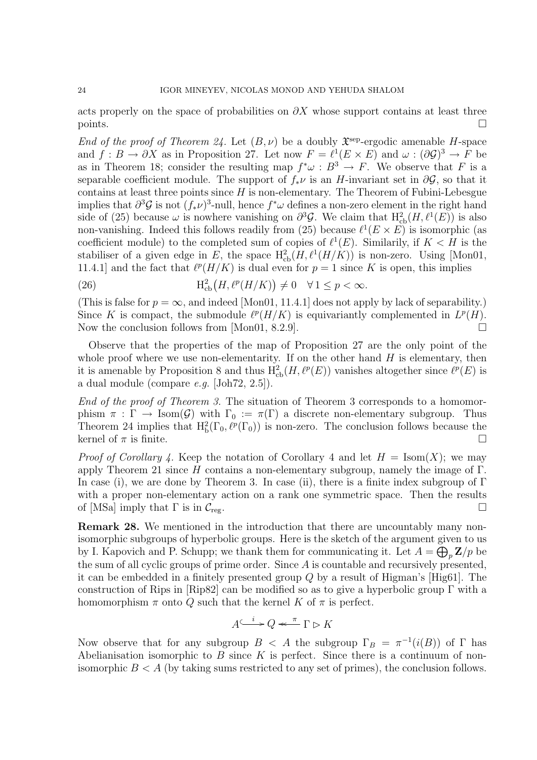acts properly on the space of probabilities on $\partial X$ whose support contains at least three points. $\square$

*End of the proof of Theorem 24.* Let $(B,\nu)$ be a doubly $\mathfrak{X}^{\rm sep}$-ergodic amenable $H$-space and $f : B \to \partial X$ as in Proposition 27. Let now $F = \ell^1(E \times E)$ and $\omega : (\partial \mathcal{G})^3 \to F$ be as in Theorem 18; consider the resulting map $f^*\omega : B^3 \to F$. We observe that $F$ is a separable coefficient module. The support of $f_*\nu$ is an $H$-invariant set in $\partial\mathcal{G}$, so that it contains at least three points since $H$ is non-elementary. The Theorem of Fubini-Lebesgue implies that $\partial^3\mathcal{G}$ is not $(f_*\nu)^3$-null, hence $f^*\omega$ defines a non-zero element in the right hand side of (25) because $\omega$ is nowhere vanishing on $\partial^3\mathcal{G}$. We claim that $\mathrm{H}^2_{\rm cb}(H, \ell^1(E))$ is also non-vanishing. Indeed this follows readily from (25) because $\ell^1(E \times E)$ is isomorphic (as coefficient module) to the completed sum of copies of $\ell^1(E)$. Similarly, if $K < H$ is the stabiliser of a given edge in $E$, the space $\mathrm{H}^2_{\rm cb}(H, \ell^1(H/K))$ is non-zero. Using [Mon01, 11.4.1] and the fact that $\ell^p(H/K)$ is dual even for $p = 1$ since $K$ is open, this implies

$$\mathrm{H}^2_{\rm cb}\big(H, \ell^p(H/K)\big) \neq 0 \quad \forall\, 1 \leq p < \infty. \tag{26}$$

(This is false for $p = \infty$, and indeed [Mon01, 11.4.1] does not apply by lack of separability.) Since $K$ is compact, the submodule $\ell^p(H/K)$ is equivariantly complemented in $L^p(H)$. Now the conclusion follows from [Mon01, 8.2.9]. $\square$

Observe that the properties of the map of Proposition 27 are the only point of the whole proof where we use non-elementarity. If on the other hand $H$ is elementary, then it is amenable by Proposition 8 and thus $\mathrm{H}^2_{\rm cb}(H, \ell^p(E))$ vanishes altogether since $\ell^p(E)$ is a dual module (compare *e.g.* [Joh72, 2.5]).

*End of the proof of Theorem 3.* The situation of Theorem 3 corresponds to a homomorphism $\pi : \Gamma \to \mathrm{Isom}(\mathcal{G})$ with $\Gamma_0 := \pi(\Gamma)$ a discrete non-elementary subgroup. Thus Theorem 24 implies that $\mathrm{H}^2_{\rm b}(\Gamma_0, \ell^p(\Gamma_0))$ is non-zero. The conclusion follows because the kernel of $\pi$ is finite. $\square$

*Proof of Corollary 4.* Keep the notation of Corollary 4 and let $H = \mathrm{Isom}(X)$; we may apply Theorem 21 since $H$ contains a non-elementary subgroup, namely the image of $\Gamma$. In case (i), we are done by Theorem 3. In case (ii), there is a finite index subgroup of $\Gamma$ with a proper non-elementary action on a rank one symmetric space. Then the results of [MSa] imply that $\Gamma$ is in $\mathcal{C}_{\rm reg}$. $\square$

**Remark 28.** We mentioned in the introduction that there are uncountably many non-isomorphic subgroups of hyperbolic groups. Here is the sketch of the argument given to us by I. Kapovich and P. Schupp; we thank them for communicating it. Let $A = \bigoplus_p \mathbf{Z}/p$ be the sum of all cyclic groups of prime order. Since $A$ is countable and recursively presented, it can be embedded in a finitely presented group $Q$ by a result of Higman's [Hig61]. The construction of Rips in [Rip82] can be modified so as to give a hyperbolic group $\Gamma$ with a homomorphism $\pi$ onto $Q$ such that the kernel $K$ of $\pi$ is perfect.

$$A \overset{i}{\hookrightarrow} Q \overset{\pi}{\twoheadleftarrow} \Gamma \rhd K$$

Now observe that for any subgroup $B < A$ the subgroup $\Gamma_B = \pi^{-1}(i(B))$ of $\Gamma$ has Abelianisation isomorphic to $B$ since $K$ is perfect. Since there is a continuum of non-isomorphic $B < A$ (by taking sums restricted to any set of primes), the conclusion follows.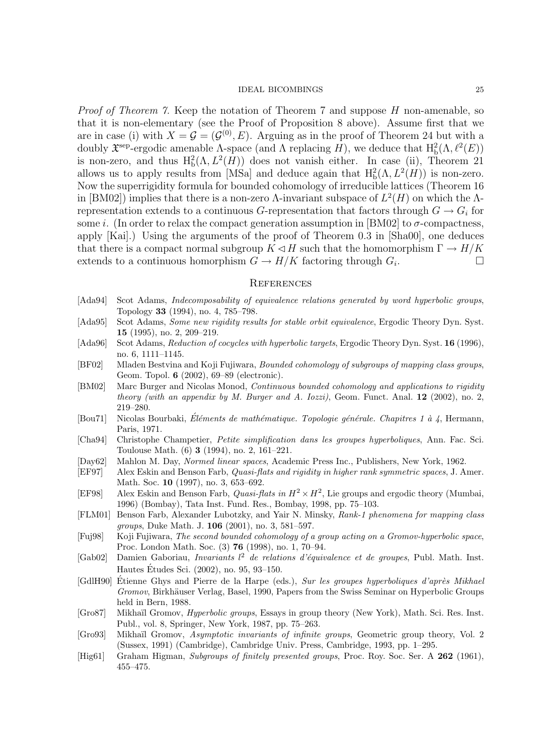*Proof of Theorem 7.* Keep the notation of Theorem 7 and suppose $H$ non-amenable, so that it is non-elementary (see the Proof of Proposition 8 above). Assume first that we are in case (i) with $X = \mathcal{G} = (\mathcal{G}^{(0)}, E)$. Arguing as in the proof of Theorem 24 but with a doubly $\mathfrak{X}^{\rm sep}$-ergodic amenable $\Lambda$-space (and $\Lambda$ replacing $H$), we deduce that $\mathrm{H}^2_{\rm b}(\Lambda, \ell^2(E))$ is non-zero, and thus $\mathrm{H}^2_{\rm b}(\Lambda, L^2(H))$ does not vanish either. In case (ii), Theorem 21 allows us to apply results from [MSa] and deduce again that $\mathrm{H}^2_{\rm b}(\Lambda, L^2(H))$ is non-zero. Now the superrigidity formula for bounded cohomology of irreducible lattices (Theorem 16 in [BM02]) implies that there is a non-zero $\Lambda$-invariant subspace of $L^2(H)$ on which the $\Lambda$-representation extends to a continuous $G$-representation that factors through $G \to G_i$ for some $i$. (In order to relax the compact generation assumption in [BM02] to $\sigma$-compactness, apply [Kai].) Using the arguments of the proof of Theorem 0.3 in [Sha00], one deduces that there is a compact normal subgroup $K \lhd H$ such that the homomorphism $\Gamma \to H/K$ extends to a continuous homorphism $G \to H/K$ factoring through $G_i$. $\square$

## References

- [Ada94] Scot Adams, *Indecomposability of equivalence relations generated by word hyperbolic groups*, Topology **33** (1994), no. 4, 785–798.
- [Ada95] Scot Adams, *Some new rigidity results for stable orbit equivalence*, Ergodic Theory Dyn. Syst. **15** (1995), no. 2, 209–219.
- [Ada96] Scot Adams, *Reduction of cocycles with hyperbolic targets*, Ergodic Theory Dyn. Syst. **16** (1996), no. 6, 1111–1145.
- [BF02] Mladen Bestvina and Koji Fujiwara, *Bounded cohomology of subgroups of mapping class groups*, Geom. Topol. **6** (2002), 69–89 (electronic).
- [BM02] Marc Burger and Nicolas Monod, *Continuous bounded cohomology and applications to rigidity theory (with an appendix by M. Burger and A. Iozzi)*, Geom. Funct. Anal. **12** (2002), no. 2, 219–280.
- [Bou71] Nicolas Bourbaki, *Éléments de mathématique. Topologie générale. Chapitres 1 à 4*, Hermann, Paris, 1971.
- [Cha94] Christophe Champetier, *Petite simplification dans les groupes hyperboliques*, Ann. Fac. Sci. Toulouse Math. (6) **3** (1994), no. 2, 161–221.
- [Day62] Mahlon M. Day, *Normed linear spaces*, Academic Press Inc., Publishers, New York, 1962.
- [EF97] Alex Eskin and Benson Farb, *Quasi-flats and rigidity in higher rank symmetric spaces*, J. Amer. Math. Soc. **10** (1997), no. 3, 653–692.
- [EF98] Alex Eskin and Benson Farb, *Quasi-flats in $H^2 \times H^2$*, Lie groups and ergodic theory (Mumbai, 1996) (Bombay), Tata Inst. Fund. Res., Bombay, 1998, pp. 75–103.
- [FLM01] Benson Farb, Alexander Lubotzky, and Yair N. Minsky, *Rank-1 phenomena for mapping class groups*, Duke Math. J. **106** (2001), no. 3, 581–597.
- [Fuj98] Koji Fujiwara, *The second bounded cohomology of a group acting on a Gromov-hyperbolic space*, Proc. London Math. Soc. (3) **76** (1998), no. 1, 70–94.
- [Gab02] Damien Gaboriau, *Invariants $l^2$ de relations d'équivalence et de groupes*, Publ. Math. Inst. Hautes Études Sci. (2002), no. 95, 93–150.
- [GdlH90] Étienne Ghys and Pierre de la Harpe (eds.), *Sur les groupes hyperboliques d'après Mikhael Gromov*, Birkhäuser Verlag, Basel, 1990, Papers from the Swiss Seminar on Hyperbolic Groups held in Bern, 1988.
- [Gro87] Mikhaïl Gromov, *Hyperbolic groups*, Essays in group theory (New York), Math. Sci. Res. Inst. Publ., vol. 8, Springer, New York, 1987, pp. 75–263.
- [Gro93] Mikhaïl Gromov, *Asymptotic invariants of infinite groups*, Geometric group theory, Vol. 2 (Sussex, 1991) (Cambridge), Cambridge Univ. Press, Cambridge, 1993, pp. 1–295.
- [Hig61] Graham Higman, *Subgroups of finitely presented groups*, Proc. Roy. Soc. Ser. A **262** (1961), 455–475.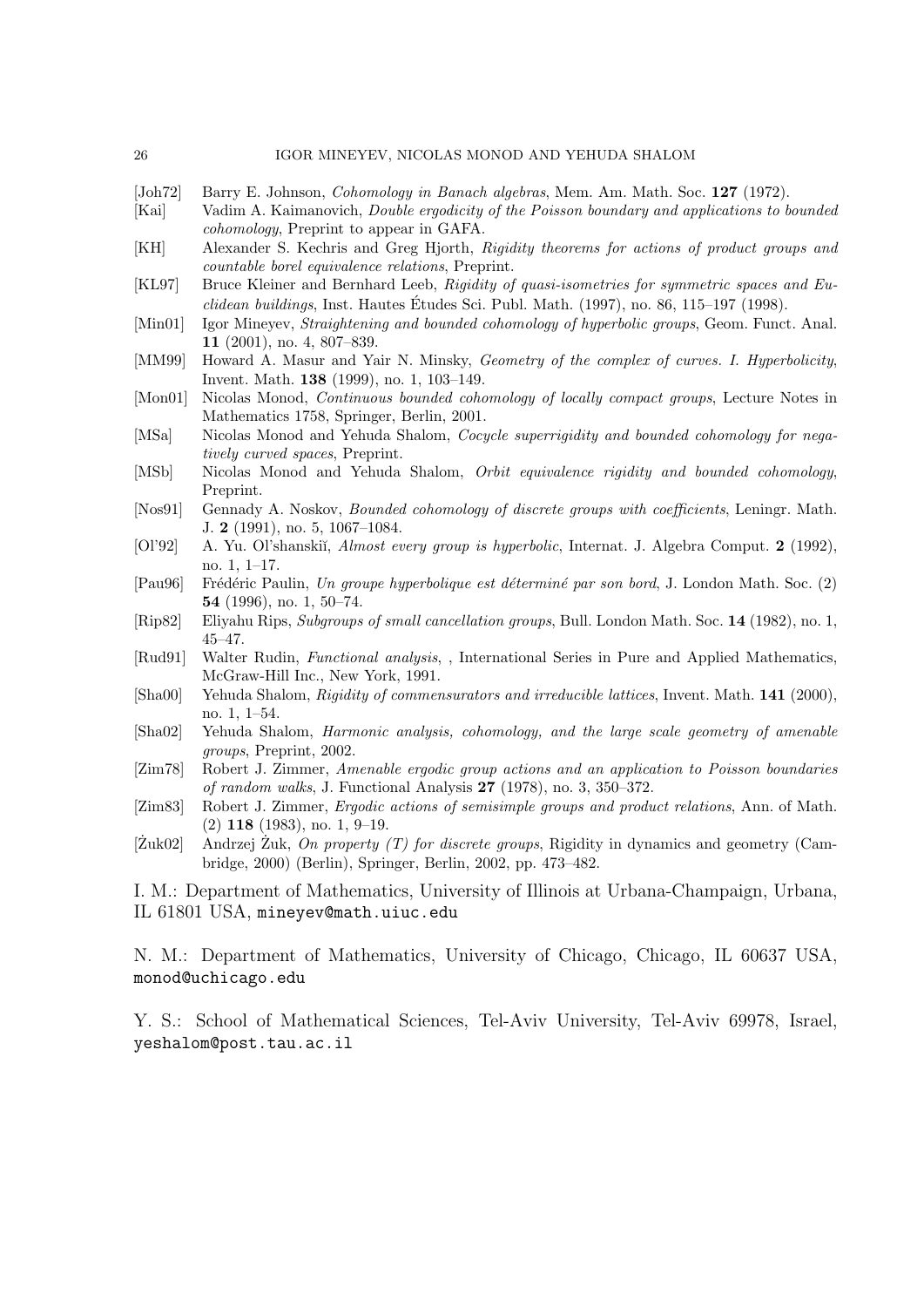[Joh72] Barry E. Johnson, *Cohomology in Banach algebras*, Mem. Am. Math. Soc. **127** (1972).

[Kai] Vadim A. Kaimanovich, *Double ergodicity of the Poisson boundary and applications to bounded cohomology*, Preprint to appear in GAFA.

[KH] Alexander S. Kechris and Greg Hjorth, *Rigidity theorems for actions of product groups and countable borel equivalence relations*, Preprint.

[KL97] Bruce Kleiner and Bernhard Leeb, *Rigidity of quasi-isometries for symmetric spaces and Euclidean buildings*, Inst. Hautes Études Sci. Publ. Math. (1997), no. 86, 115–197 (1998).

[Min01] Igor Mineyev, *Straightening and bounded cohomology of hyperbolic groups*, Geom. Funct. Anal. **11** (2001), no. 4, 807–839.

[MM99] Howard A. Masur and Yair N. Minsky, *Geometry of the complex of curves. I. Hyperbolicity*, Invent. Math. **138** (1999), no. 1, 103–149.

[Mon01] Nicolas Monod, *Continuous bounded cohomology of locally compact groups*, Lecture Notes in Mathematics 1758, Springer, Berlin, 2001.

[MSa] Nicolas Monod and Yehuda Shalom, *Cocycle superrigidity and bounded cohomology for negatively curved spaces*, Preprint.

[MSb] Nicolas Monod and Yehuda Shalom, *Orbit equivalence rigidity and bounded cohomology*, Preprint.

[Nos91] Gennady A. Noskov, *Bounded cohomology of discrete groups with coefficients*, Leningr. Math. J. **2** (1991), no. 5, 1067–1084.

[Ol'92] A. Yu. Ol'shanskiĭ, *Almost every group is hyperbolic*, Internat. J. Algebra Comput. **2** (1992), no. 1, 1–17.

[Pau96] Frédéric Paulin, *Un groupe hyperbolique est déterminé par son bord*, J. London Math. Soc. (2) **54** (1996), no. 1, 50–74.

[Rip82] Eliyahu Rips, *Subgroups of small cancellation groups*, Bull. London Math. Soc. **14** (1982), no. 1, 45–47.

[Rud91] Walter Rudin, *Functional analysis*, , International Series in Pure and Applied Mathematics, McGraw-Hill Inc., New York, 1991.

[Sha00] Yehuda Shalom, *Rigidity of commensurators and irreducible lattices*, Invent. Math. **141** (2000), no. 1, 1–54.

[Sha02] Yehuda Shalom, *Harmonic analysis, cohomology, and the large scale geometry of amenable groups*, Preprint, 2002.

[Zim78] Robert J. Zimmer, *Amenable ergodic group actions and an application to Poisson boundaries of random walks*, J. Functional Analysis **27** (1978), no. 3, 350–372.

[Zim83] Robert J. Zimmer, *Ergodic actions of semisimple groups and product relations*, Ann. of Math. (2) **118** (1983), no. 1, 9–19.

[Żuk02] Andrzej Żuk, *On property (T) for discrete groups*, Rigidity in dynamics and geometry (Cambridge, 2000) (Berlin), Springer, Berlin, 2002, pp. 473–482.

I. M.: Department of Mathematics, University of Illinois at Urbana-Champaign, Urbana, IL 61801 USA, mineyev@math.uiuc.edu

N. M.: Department of Mathematics, University of Chicago, Chicago, IL 60637 USA, monod@uchicago.edu

Y. S.: School of Mathematical Sciences, Tel-Aviv University, Tel-Aviv 69978, Israel, yeshalom@post.tau.ac.il